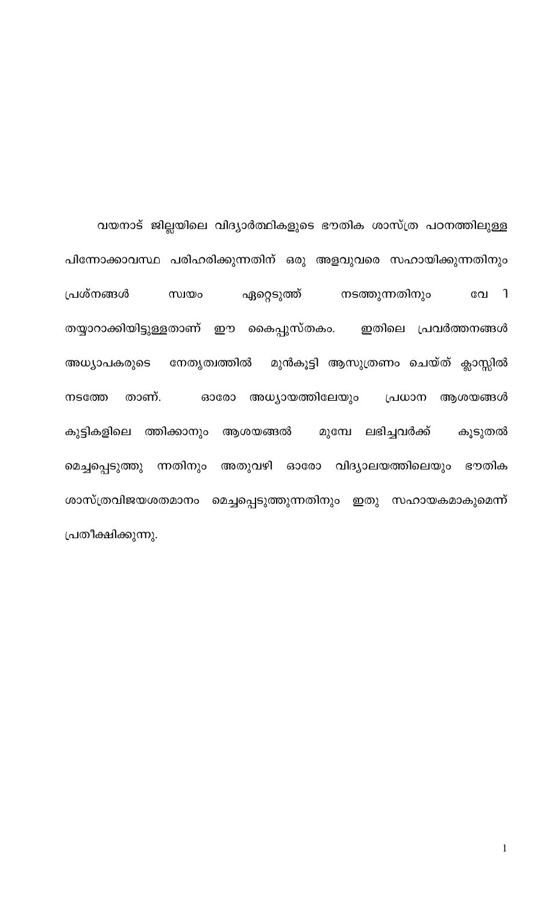വയനാട് ജില്ലയിലെ വിദ്യാർത്ഥികളുടെ ഭൗതിക ശാസ്ത്ര പഠനത്തിലുള്ള പിന്നോക്കാവസ്ഥ പരിഹരിക്കുന്നതിന് ഒരു അളവുവരെ സഹായിക്കുന്നതിനും പ്രശ്നങ്ങൾ സ്വയം ഏറ്റെടുത്ത് നടത്തുന്നതിനും വേ 1 തയ്യാറാക്കിയിട്ടുള്ളതാണ് ഈ കൈപ്പുസ്തകം. ഇതിലെ പ്രവർത്തനങ്ങൾ അധ്യാപകരുടെ നേതൃത്വത്തിൽ മുൻകൂട്ടി ആസൂത്രണം ചെയ്ത് ക്ലാസ്സിൽ നടത്തേ താണ്. ഓരോ അധ്യായത്തിലേയും പ്രധാന ആശയങ്ങൾ കുട്ടികളിലെ ത്തിക്കാനും ആശയങ്ങൾ മുമ്പേ ലഭിച്ചവർക്ക് കൂടുതൽ മെച്ചപ്പെടുത്തു ന്നതിനും അതുവഴി ഓരോ വിദ്യാലയത്തിലെയും ഭൗതിക ശാസ്ത്രവിജയശതമാനം മെച്ചപ്പെടുത്തുന്നതിനും ഇതു സഹായകമാകുമെന്ന് പ്രതീക്ഷിക്കുന്നു.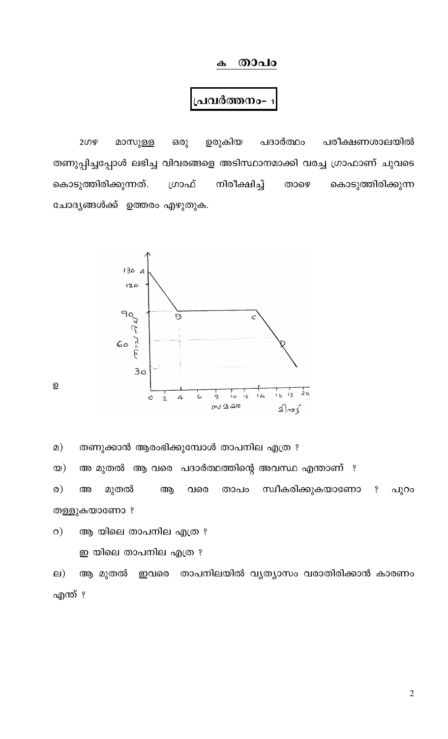## ക താപം

### പ്രവർത്തനം- 1

2ഗഴ മാസുള്ള ഒരു ഉരുകിയ പദാർത്ഥം പരീക്ഷണശാലയിൽ തണുപ്പിച്ചപ്പോൾ ലഭിച്ച വിവരങ്ങളെ അടിസ്ഥാനമാക്കി വരച്ച ഗ്രാഫാണ് ചുവടെ കൊടുത്തിരിക്കുന്നത്. ഗ്രാഫ് നിരീക്ഷിച്ച് താഴെ കൊടുത്തിരിക്കുന്ന ചോദ്യങ്ങൾക്ക് ഉത്തരം എഴുതുക.

ഉ

മ) തണുക്കാൻ ആരംഭിക്കുമ്പോൾ താപനില എത്ര ?

യ) അ മുതൽ ആ വരെ പദാർത്ഥത്തിന്റെ അവസ്ഥ എന്താണ് ?

ര) അ മുതൽ ആ വരെ താപം സ്വീകരിക്കുകയാണോ ? പുറം തള്ളുകയാണോ ?

റ) ആ യിലെ താപനില എത്ര ?

ഇ യിലെ താപനില എത്ര ?

ല) ആ മുതൽ ഇവരെ താപനിലയിൽ വ്യത്യാസം വരാതിരിക്കാൻ കാരണം എന്ത് ?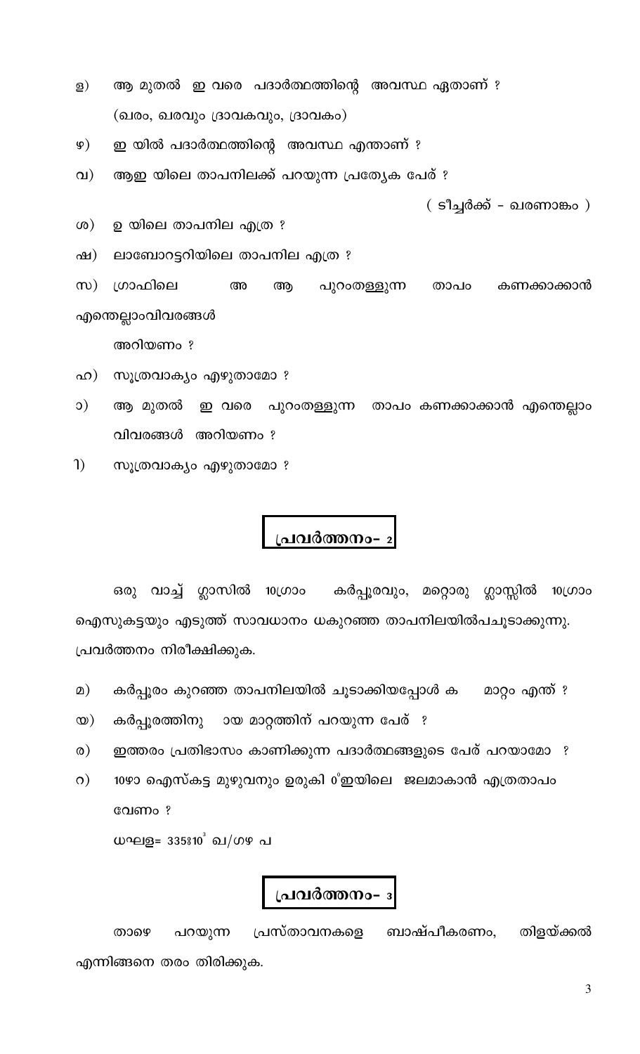ള) ആ മുതൽ ഇ വരെ പദാർത്ഥത്തിന്റെ അവസ്ഥ ഏതാണ് ?

(ഖരം, ഖരവും ദ്രാവകവും, ദ്രാവകം)

ഴ) ഇ യിൽ പദാർത്ഥത്തിന്റെ അവസ്ഥ എന്താണ് ?

വ) ആഇ യിലെ താപനിലക്ക് പറയുന്ന പ്രത്യേക പേര് ?

( ടീച്ചർക്ക് - ഖരണാങ്കം )

ശ) ഉ യിലെ താപനില എത്ര ?

ഷ) ലാബോറട്ടറിയിലെ താപനില എത്ര ?

സ) ഗ്രാഫിലെ അ ആ പുറംതള്ളുന്ന താപം കണക്കാക്കാൻ എന്തെല്ലാംവിവരങ്ങൾ അറിയണം ?

ഹ) സൂത്രവാക്യം എഴുതാമോ ?

ാ) ആ മുതൽ ഇ വരെ പുറംതള്ളുന്ന താപം കണക്കാക്കാൻ എന്തെല്ലാം വിവരങ്ങൾ അറിയണം ?

ി) സൂത്രവാക്യം എഴുതാമോ ?

## പ്രവർത്തനം- 2

ഒരു വാച്ച് ഗ്ലാസിൽ 10ഗ്രാം കർപ്പൂരവും, മറ്റൊരു ഗ്ലാസ്സിൽ 10ഗ്രാം ഐസുകട്ടയും എടുത്ത് സാവധാനം ധകുറഞ്ഞ താപനിലയിൽപചൂടാക്കുന്നു. പ്രവർത്തനം നിരീക്ഷിക്കുക.

മ) കർപ്പൂരം കുറഞ്ഞ താപനിലയിൽ ചൂടാക്കിയപ്പോൾ ക മാറ്റം എന്ത് ?

യ) കർപ്പൂരത്തിനു ായ മാറ്റത്തിന് പറയുന്ന പേര് ?

ര) ഇത്തരം പ്രതിഭാസം കാണിക്കുന്ന പദാർത്ഥങ്ങളുടെ പേര് പറയാമോ ?

റ) 10ഴ ഐസ്കട്ട മുഴുവനും ഉരുകി 0°ഇയിലെ ജലമാകാൻ എത്രതാപം വേണം ?

ധഘള= 335x$10^3$ ഖ/ഗഴ പ

## പ്രവർത്തനം- 3

താഴെ പറയുന്ന പ്രസ്താവനകളെ ബാഷ്പീകരണം, തിളയ്ക്കൽ എന്നിങ്ങനെ തരം തിരിക്കുക.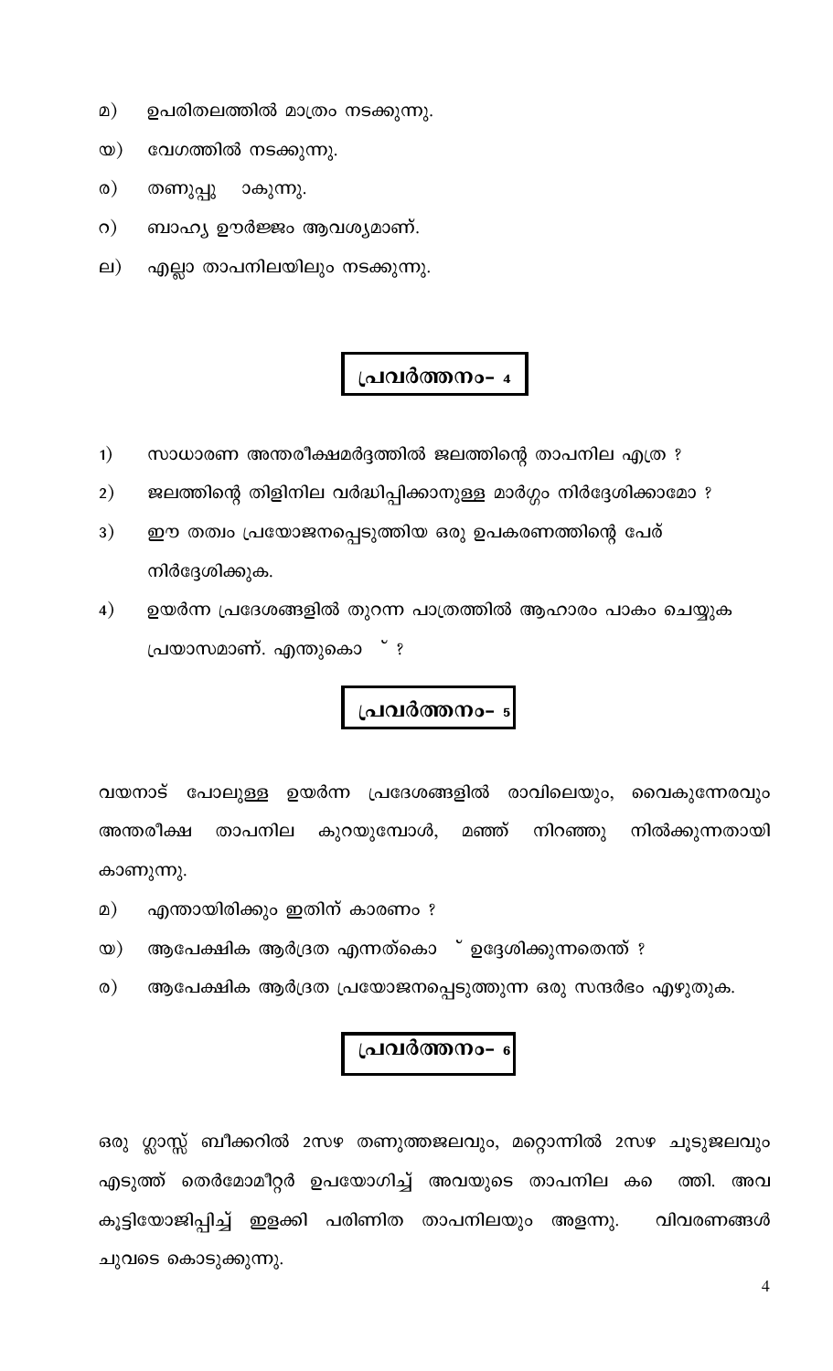മ) ഉപരിതലത്തിൽ മാത്രം നടക്കുന്നു.

യ) വേഗത്തിൽ നടക്കുന്നു.

ര) തണുപ്പു ാകുന്നു.

റ) ബാഹ്യ ഊർജ്ജം ആവശ്യമാണ്.

ല) എല്ലാ താപനിലയിലും നടക്കുന്നു.

## പ്രവർത്തനം- 4

1) സാധാരണ അന്തരീക്ഷമർദ്ദത്തിൽ ജലത്തിന്റെ താപനില എത്ര ?

2) ജലത്തിന്റെ തിളിനില വർദ്ധിപ്പിക്കാനുള്ള മാർഗ്ഗം നിർദ്ദേശിക്കാമോ ?

3) ഈ തത്വം പ്രയോജനപ്പെടുത്തിയ ഒരു ഉപകരണത്തിന്റെ പേര് നിർദ്ദേശിക്കുക.

4) ഉയർന്ന പ്രദേശങ്ങളിൽ തുറന്ന പാത്രത്തിൽ ആഹാരം പാകം ചെയ്യുക പ്രയാസമാണ്. എന്തുകൊ ് ?

## പ്രവർത്തനം- 5

വയനാട് പോലുള്ള ഉയർന്ന പ്രദേശങ്ങളിൽ രാവിലെയും, വൈകുന്നേരവും അന്തരീക്ഷ താപനില കുറയുമ്പോൾ, മഞ്ഞ് നിറഞ്ഞു നിൽക്കുന്നതായി കാണുന്നു.

മ) എന്തായിരിക്കും ഇതിന് കാരണം ?

യ) ആപേക്ഷിക ആർദ്രത എന്നത്കൊ ് ഉദ്ദേശിക്കുന്നതെന്ത് ?

ര) ആപേക്ഷിക ആർദ്രത പ്രയോജനപ്പെടുത്തുന്ന ഒരു സന്ദർഭം എഴുതുക.

## പ്രവർത്തനം- 6

ഒരു ഗ്ലാസ്സ് ബീക്കറിൽ 2സഴ തണുത്തജലവും, മറ്റൊന്നിൽ 2സഴ ചൂടുജലവും എടുത്ത് തെർമോമീറ്റർ ഉപയോഗിച്ച് അവയുടെ താപനില ക ത്തി. അവ കൂട്ടിയോജിപ്പിച്ച് ഇളക്കി പരിണിത താപനിലയും അളന്നു. വിവരണങ്ങൾ ചുവടെ കൊടുക്കുന്നു.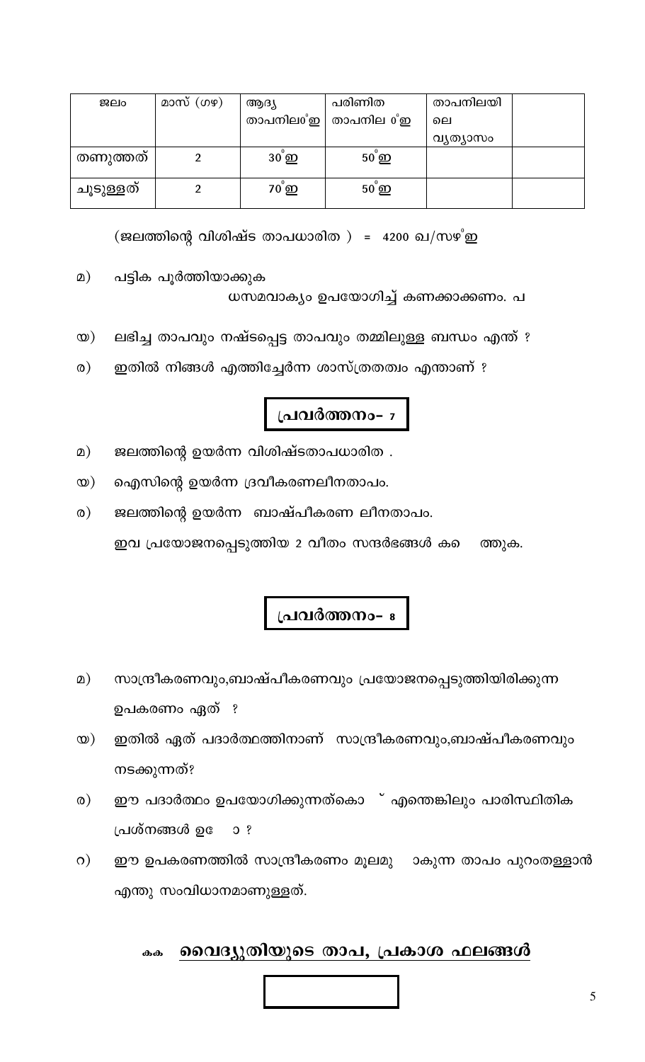| ജലം | മാസ് (ഗഴ) | ആദ്യ താപനില$^0$ഇ | പരിണിത താപനില $^0$ഇ | താപനിലയിലെ വ്യത്യാസം | |
|---|---|---|---|---|---|
| തണുത്തത് | 2 | 30$^0$ഇ | 50$^0$ഇ | | |
| ചൂടുള്ളത് | 2 | 70$^0$ഇ | 50$^0$ഇ | | |

(ജലത്തിന്റെ വിശിഷ്ട താപധാരിത ) = 4200 ഖ/സഴ$^0$ഇ

മ) പട്ടിക പൂർത്തിയാക്കുക
ധസമവാക്യം ഉപയോഗിച്ച് കണക്കാക്കണം. പ

യ) ലഭിച്ച താപവും നഷ്ടപ്പെട്ട താപവും തമ്മിലുള്ള ബന്ധം എന്ത് ?

ര) ഇതിൽ നിങ്ങൾ എത്തിച്ചേർന്ന ശാസ്ത്രതത്വം എന്താണ് ?

## പ്രവർത്തനം- 7

മ) ജലത്തിന്റെ ഉയർന്ന വിശിഷ്ടതാപധാരിത .

യ) ഐസിന്റെ ഉയർന്ന ദ്രവീകരണലീനതാപം.

ര) ജലത്തിന്റെ ഉയർന്ന ബാഷ്പീകരണ ലീനതാപം.
ഇവ പ്രയോജനപ്പെടുത്തിയ 2 വീതം സന്ദർഭങ്ങൾ കെ ത്തുക.

## പ്രവർത്തനം- 8

മ) സാന്ദ്രീകരണവും,ബാഷ്പീകരണവും പ്രയോജനപ്പെടുത്തിയിരിക്കുന്ന ഉപകരണം ഏത് ?

യ) ഇതിൽ ഏത് പദാർത്ഥത്തിനാണ് സാന്ദ്രീകരണവും,ബാഷ്പീകരണവും നടക്കുന്നത്?

ര) ഈ പദാർത്ഥം ഉപയോഗിക്കുന്നത്കൊ ് എന്തെങ്കിലും പാരിസ്ഥിതിക പ്രശ്നങ്ങൾ ഉ ോ ?

റ) ഈ ഉപകരണത്തിൽ സാന്ദ്രീകരണം മൂലമു ാകുന്ന താപം പുറംതള്ളാൻ എന്തു സംവിധാനമാണുള്ളത്.

## കക **വൈദ്യുതിയുടെ താപ, പ്രകാശ ഫലങ്ങൾ**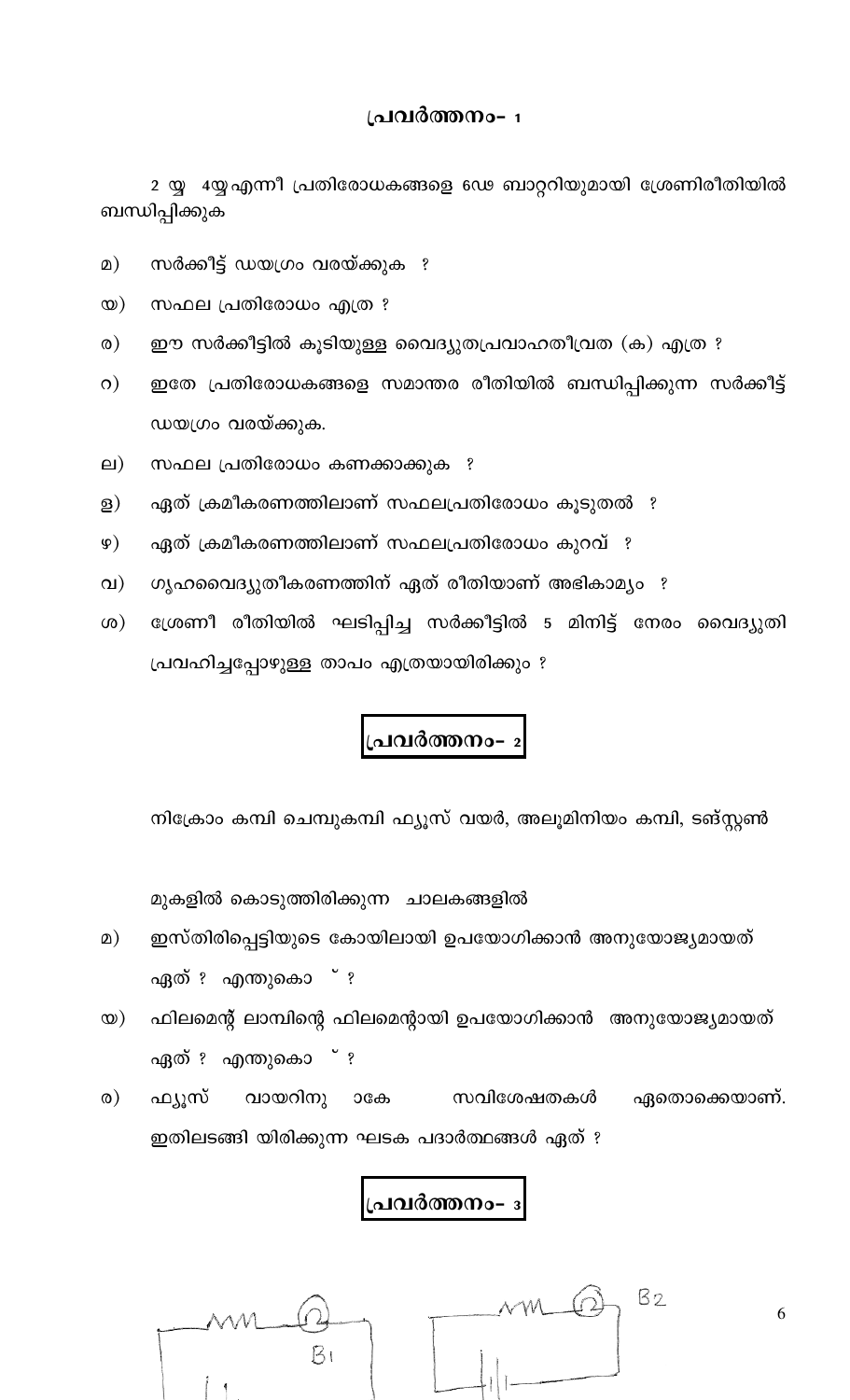## പ്രവർത്തനം- 1

2 �써 4ഴഎന്നീ പ്രതിരോധകങ്ങളെ 6ഢ ബാറ്ററിയുമായി ശ്രേണിരീതിയിൽ ബന്ധിപ്പിക്കുക

മ) സർക്കീട്ട് ഡയഗ്രം വരയ്ക്കുക ?

യ) സഫല പ്രതിരോധം എത്ര ?

ര) ഈ സർക്കീട്ടിൽ കൂടിയുള്ള വൈദ്യുതപ്രവാഹതീവ്രത (ക) എത്ര ?

റ) ഇതേ പ്രതിരോധകങ്ങളെ സമാന്തര രീതിയിൽ ബന്ധിപ്പിക്കുന്ന സർക്കീട്ട് ഡയഗ്രം വരയ്ക്കുക.

ല) സഫല പ്രതിരോധം കണക്കാക്കുക ?

ള) ഏത് ക്രമീകരണത്തിലാണ് സഫലപ്രതിരോധം കൂടുതൽ ?

ഴ) ഏത് ക്രമീകരണത്തിലാണ് സഫലപ്രതിരോധം കുറവ് ?

വ) ഗൃഹവൈദ്യുതീകരണത്തിന് ഏത് രീതിയാണ് അഭികാമ്യം ?

ശ) ശ്രേണീ രീതിയിൽ ഘടിപ്പിച്ച സർക്കീട്ടിൽ 5 മിനിട്ട് നേരം വൈദ്യുതി പ്രവഹിച്ചപ്പോഴുള്ള താപം എത്രയായിരിക്കും ?

## പ്രവർത്തനം- 2

നിക്രോം കമ്പി ചെമ്പുകമ്പി ഫ്യൂസ് വയർ, അലൂമിനിയം കമ്പി, ടങ്സ്റ്റൺ

മുകളിൽ കൊടുത്തിരിക്കുന്ന ചാലകങ്ങളിൽ

മ) ഇസ്തിരിപ്പെട്ടിയുടെ കോയിലായി ഉപയോഗിക്കാൻ അനുയോജ്യമായത് ഏത് ? എന്തുകൊ ് ?

യ) ഫിലമെന്റ് ലാമ്പിന്റെ ഫിലമെന്റായി ഉപയോഗിക്കാൻ അനുയോജ്യമായത് ഏത് ? എന്തുകൊ ് ?

ര) ഫ്യൂസ് വായറിനു ാകേ സവിശേഷതകൾ ഏതൊക്കെയാണ്. ഇതിലടങ്ങി യിരിക്കുന്ന ഘടക പദാർത്ഥങ്ങൾ ഏത് ?

## പ്രവർത്തനം- 3

B1 B2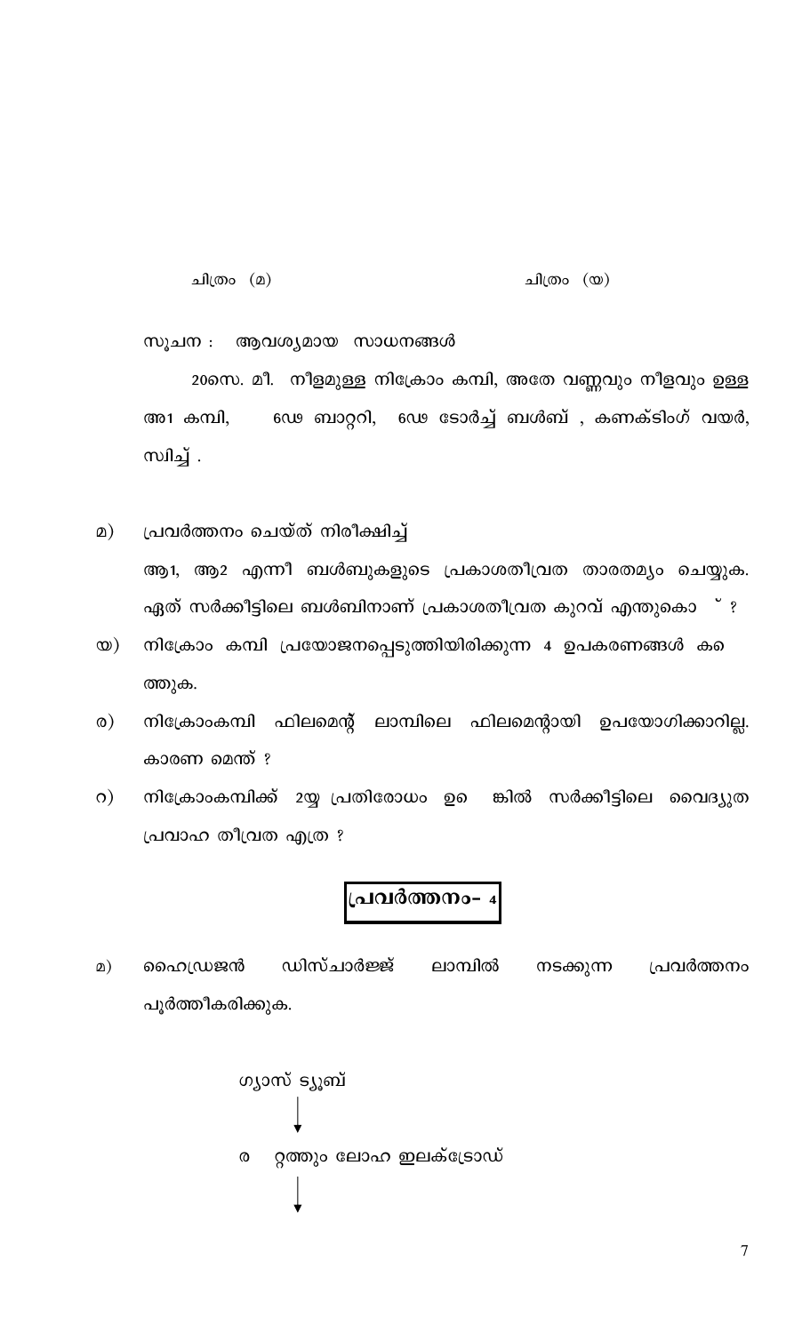ചിത്രം (മ)                                                     ചിത്രം (യ)

സൂചന : ആവശ്യമായ സാധനങ്ങൾ

20സെ. മീ. നീളമുള്ള നിക്രോം കമ്പി, അതേ വണ്ണവും നീളവും ഉള്ള അ1 കമ്പി, 6ഢ ബാറ്ററി, 6ഢ ടോർച്ച് ബൾബ് , കണക്ടിംഗ് വയർ, സ്വിച്ച് .

മ) പ്രവർത്തനം ചെയ്ത് നിരീക്ഷിച്ച്
ആ1, ആ2 എന്നീ ബൾബുകളുടെ പ്രകാശതീവ്രത താരതമ്യം ചെയ്യുക. ഏത് സർക്കീട്ടിലെ ബൾബിനാണ് പ്രകാശതീവ്രത കുറവ് എന്തുകൊ ് ?

യ) നിക്രോം കമ്പി പ്രയോജനപ്പെടുത്തിയിരിക്കുന്ന 4 ഉപകരണങ്ങൾ ക ത്തുക.

ര) നിക്രോംകമ്പി ഫിലമെന്റ് ലാമ്പിലെ ഫിലമെന്റായി ഉപയോഗിക്കാറില്ല. കാരണ മെന്ത് ?

റ) നിക്രോംകമ്പിക്ക് 2Ω പ്രതിരോധം ഉ ങ്കിൽ സർക്കീട്ടിലെ വൈദ്യുത പ്രവാഹ തീവ്രത എത്ര ?

## പ്രവർത്തനം- 4

മ) ഹൈഡ്രജൻ ഡിസ്ചാർജ്ജ് ലാമ്പിൽ നടക്കുന്ന പ്രവർത്തനം പൂർത്തീകരിക്കുക.

ഗ്യാസ് ട്യൂബ്
↓
ര റ്റത്തും ലോഹ ഇലക്ട്രോഡ്
↓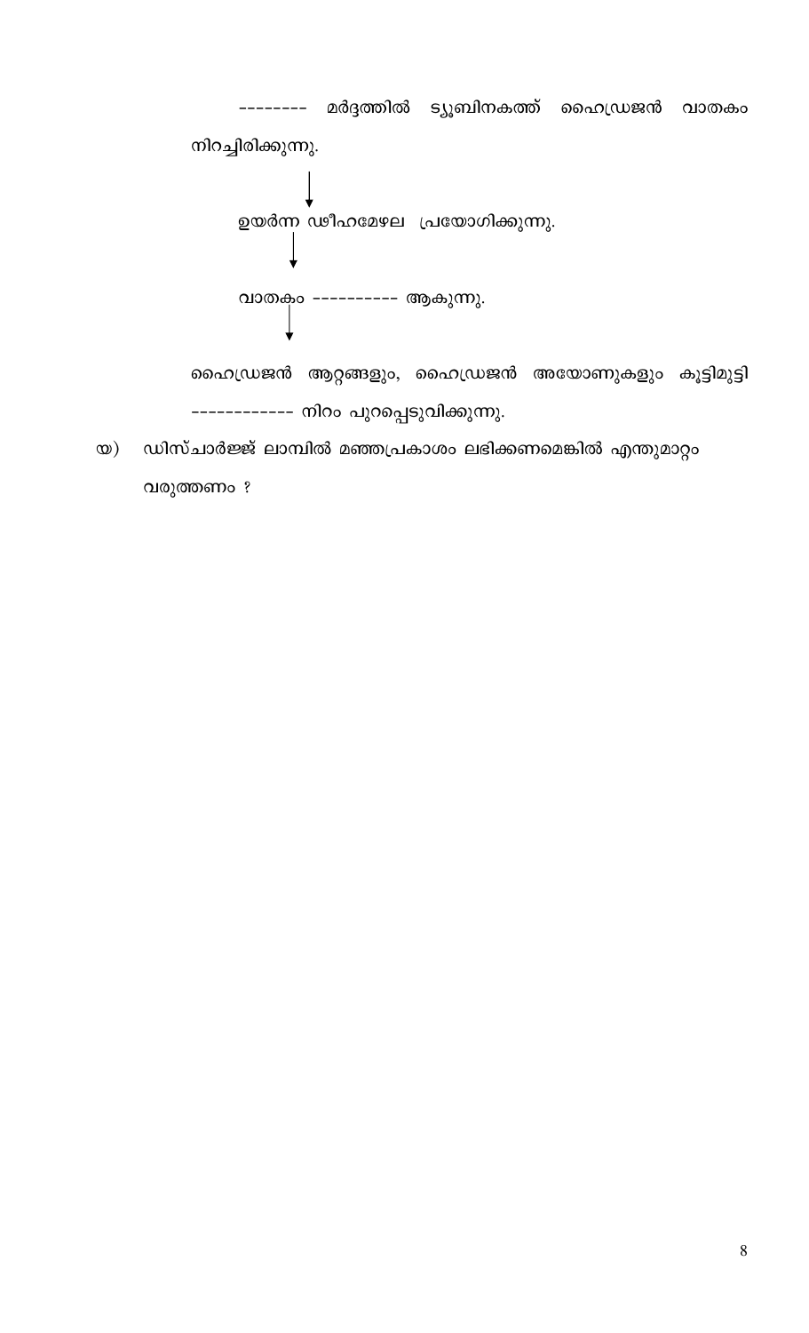-------- മർദ്ദത്തിൽ ട്യൂബിനകത്ത് ഹൈഡ്രജൻ വാതകം നിറച്ചിരിക്കുന്നു.

↓

ഉയർന്ന ഡീഹമേഴല പ്രയോഗിക്കുന്നു.

↓

വാതകം ---------- ആകുന്നു.

↓

ഹൈഡ്രജൻ ആറ്റങ്ങളും, ഹൈഡ്രജൻ അയോണുകളും കൂട്ടിമുട്ടി ------------ നിറം പുറപ്പെടുവിക്കുന്നു.

യ) ഡിസ്ചാർജ്ജ് ലാമ്പിൽ മഞ്ഞപ്രകാശം ലഭിക്കണമെങ്കിൽ എന്തുമാറ്റം വരുത്തണം ?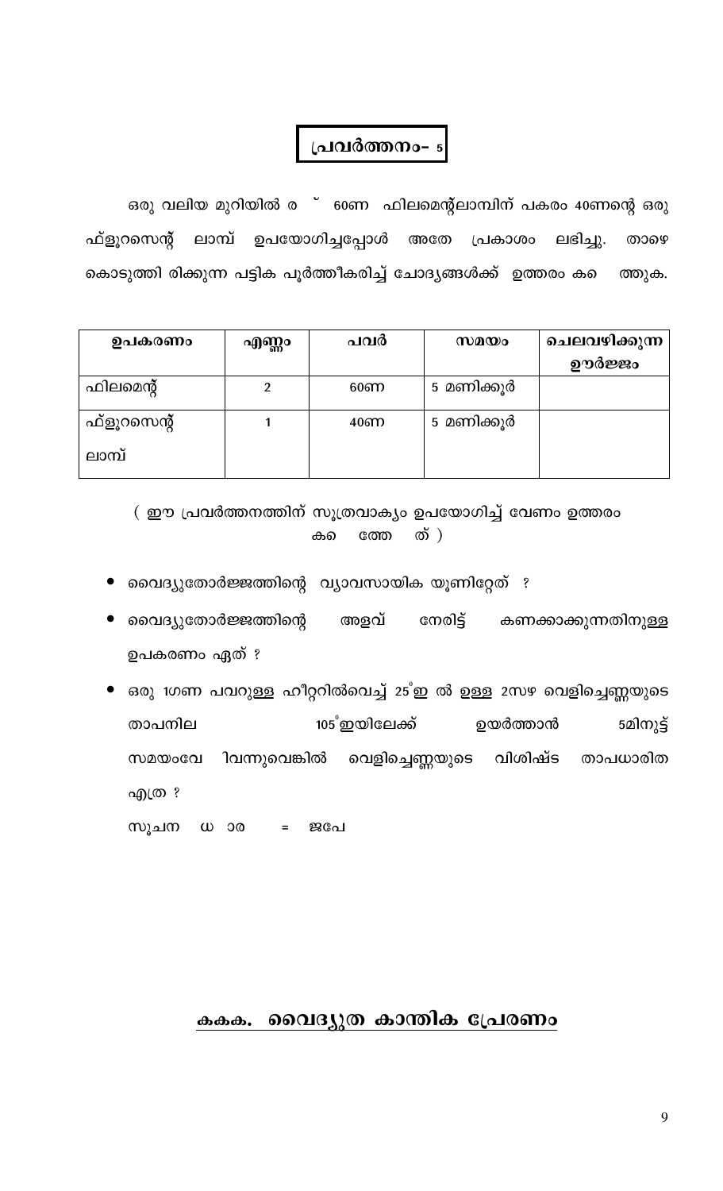# പ്രവർത്തനം- 5

ഒരു വലിയ മുറിയിൽ ര ˘ 60ണ ഫിലമെന്റ്ലാമ്പിന് പകരം 40ണന്റെ ഒരു ഫ്ളൂറസെന്റ് ലാമ്പ് ഉപയോഗിച്ചപ്പോൾ അതേ പ്രകാശം ലഭിച്ചു. താഴെ കൊടുത്തി രിക്കുന്ന പട്ടിക പൂർത്തീകരിച്ച് ചോദ്യങ്ങൾക്ക് ഉത്തരം കെ ത്തുക.

| ഉപകരണം | എണ്ണം | പവർ | സമയം | ചെലവഴിക്കുന്ന ഊർജ്ജം |
|---|---|---|---|---|
| ഫിലമെന്റ് | 2 | 60ണ | 5 മണിക്കൂർ | |
| ഫ്ളൂറസെന്റ് ലാമ്പ് | 1 | 40ണ | 5 മണിക്കൂർ | |

( ഈ പ്രവർത്തനത്തിന് സൂത്രവാക്യം ഉപയോഗിച്ച് വേണം ഉത്തരം കെ ത്തേ ത് )

- വൈദ്യുതോർജ്ജത്തിന്റെ വ്യാവസായിക യൂണിറ്റേത് ?
- വൈദ്യുതോർജ്ജത്തിന്റെ അളവ് നേരിട്ട് കണക്കാക്കുന്നതിനുള്ള ഉപകരണം ഏത് ?
- ഒരു 1ഗണ പവറുള്ള ഹീറ്ററിൽവെച്ച് $25^{\circ}$ഇ ൽ ഉള്ള 2സഴ വെളിച്ചെണ്ണയുടെ താപനില $105^{\circ}$ഇയിലേക്ക് ഉയർത്താൻ 5മിനുട്ട് സമയംവേ ിവന്നുവെങ്കിൽ വെളിച്ചെണ്ണയുടെ വിശിഷ്ട താപധാരിത എത്ര ?

  സൂചന ധ ാരഀ = ജപേ

## കകക. വൈദ്യുത കാന്തിക പ്രേരണം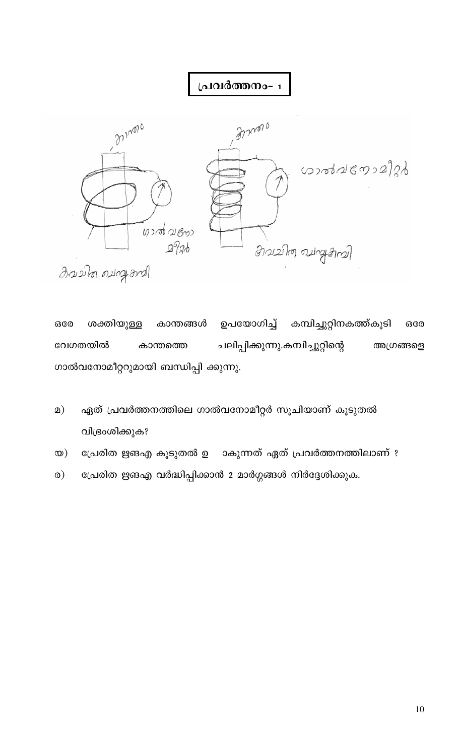## പ്രവർത്തനം- 1

ഒരേ ശക്തിയുള്ള കാന്തങ്ങൾ ഉപയോഗിച്ച് കമ്പിച്ചുറ്റിനകത്ത്കൂടി ഒരേ വേഗതയിൽ കാന്തത്തെ ചലിപ്പിക്കുന്നു.കമ്പിച്ചുറ്റിന്റെ അഗ്രങ്ങളെ ഗാൽവനോമീറ്ററുമായി ബന്ധിപ്പി ക്കുന്നു.

മ) ഏത് പ്രവർത്തനത്തിലെ ഗാൽവനോമീറ്റർ സൂചിയാണ് കൂടുതൽ വിഭ്രംശിക്കുക?

യ) പ്രേരിത ഋങഎ കൂടുതൽ ഉ ാകുന്നത് ഏത് പ്രവർത്തനത്തിലാണ് ?

ര) പ്രേരിത ഋങഎ വർദ്ധിപ്പിക്കാൻ 2 മാർഗ്ഗങ്ങൾ നിർദ്ദേശിക്കുക.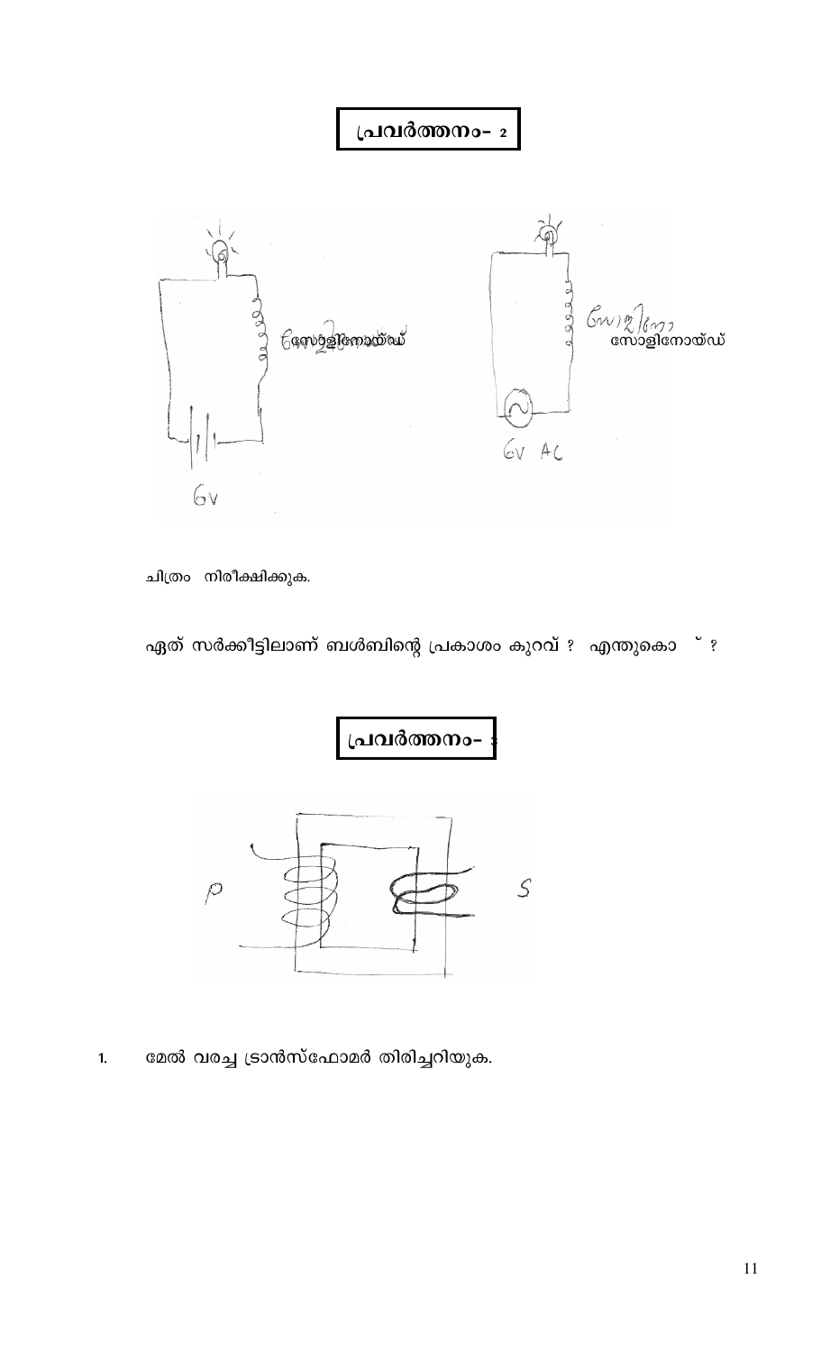## പ്രവർത്തനം- 2

ചിത്രം നിരീക്ഷിക്കുക.

ഏത് സർക്കീട്ടിലാണ് ബൾബിന്റെ പ്രകാശം കുറവ് ? എന്തുകൊ ് ?

## പ്രവർത്തനം- 3

1. മേൽ വരച്ച ട്രാൻസ്ഫോമർ തിരിച്ചറിയുക.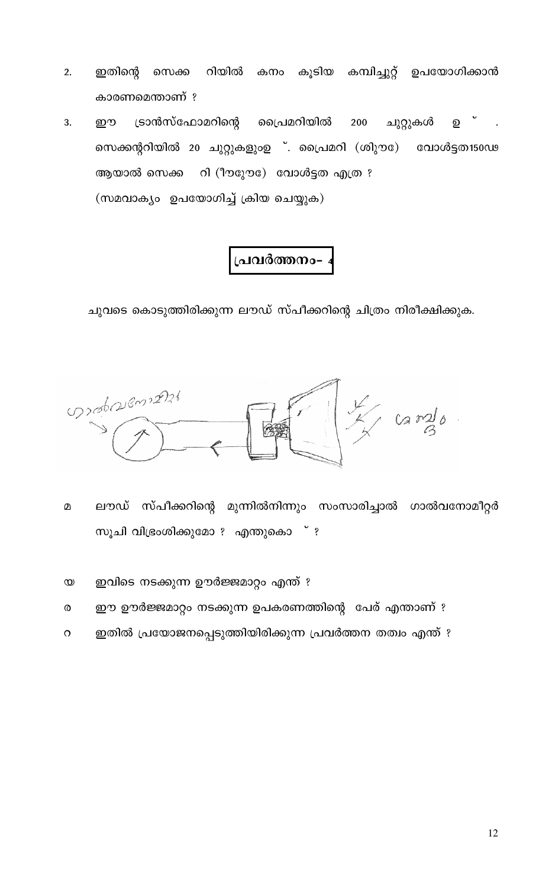2. ഇതിന്റെ സെക്ക റിയിൽ കനം കൂടിയ കമ്പിച്ചുറ്റ് ഉപയോഗിക്കാൻ കാരണമെന്താണ് ?

3. ഈ ട്രാൻസ്ഫോമറിന്റെ പ്രൈമറിയിൽ 200 ചുറ്റുകൾ ഉ ˘ . സെക്കന്ററിയിൽ 20 ചുറ്റുകളുംഉ ˘. പ്രൈമറി (ശിുൗേ) വോൾട്ടത150ഢ ആയാൽ സെക്ക റി (ീൗുേൗേ) വോൾട്ടത എത്ര ?
(സമവാക്യം ഉപയോഗിച്ച് ക്രിയ ചെയ്യുക)

## പ്രവർത്തനം- 4

ചുവടെ കൊടുത്തിരിക്കുന്ന ലൗഡ് സ്പീക്കറിന്റെ ചിത്രം നിരീക്ഷിക്കുക.

മ ലൗഡ് സ്പീക്കറിന്റെ മുന്നിൽനിന്നും സംസാരിച്ചാൽ ഗാൽവനോമീറ്റർ സൂചി വിഭ്രംശിക്കുമോ ? എന്തുകൊ ˘ ?

യ ഇവിടെ നടക്കുന്ന ഊർജ്ജമാറ്റം എന്ത് ?

ര ഈ ഊർജ്ജമാറ്റം നടക്കുന്ന ഉപകരണത്തിന്റെ പേര് എന്താണ് ?

റ ഇതിൽ പ്രയോജനപ്പെടുത്തിയിരിക്കുന്ന പ്രവർത്തന തത്വം എന്ത് ?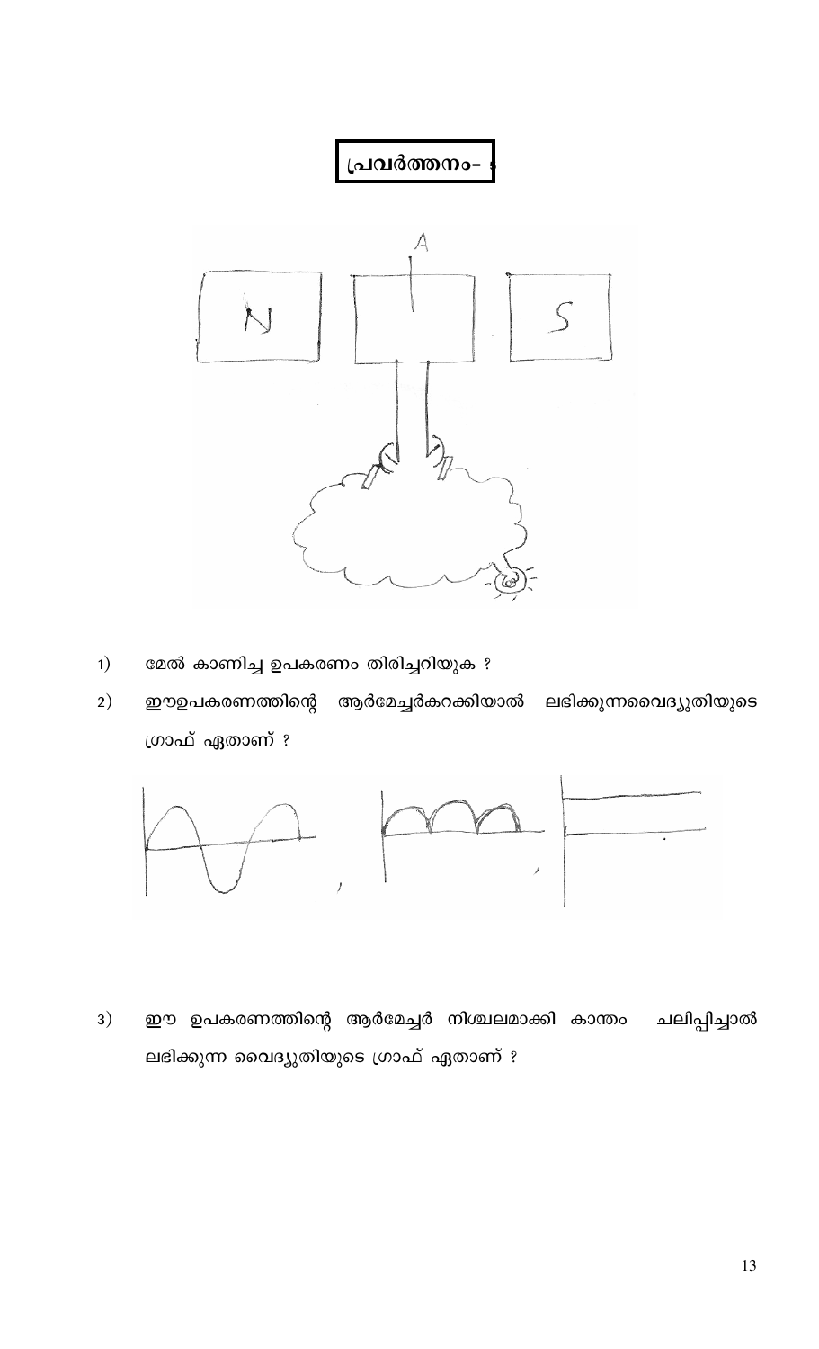## പ്രവർത്തനം- 5

1) മേൽ കാണിച്ച ഉപകരണം തിരിച്ചറിയുക ?

2) ഈഉപകരണത്തിന്റെ ആർമേച്ചർകറക്കിയാൽ ലഭിക്കുന്നവൈദ്യുതിയുടെ ഗ്രാഫ് ഏതാണ് ?

3) ഈ ഉപകരണത്തിന്റെ ആർമേച്ചർ നിശ്ചലമാക്കി കാന്തം ചലിപ്പിച്ചാൽ ലഭിക്കുന്ന വൈദ്യുതിയുടെ ഗ്രാഫ് ഏതാണ് ?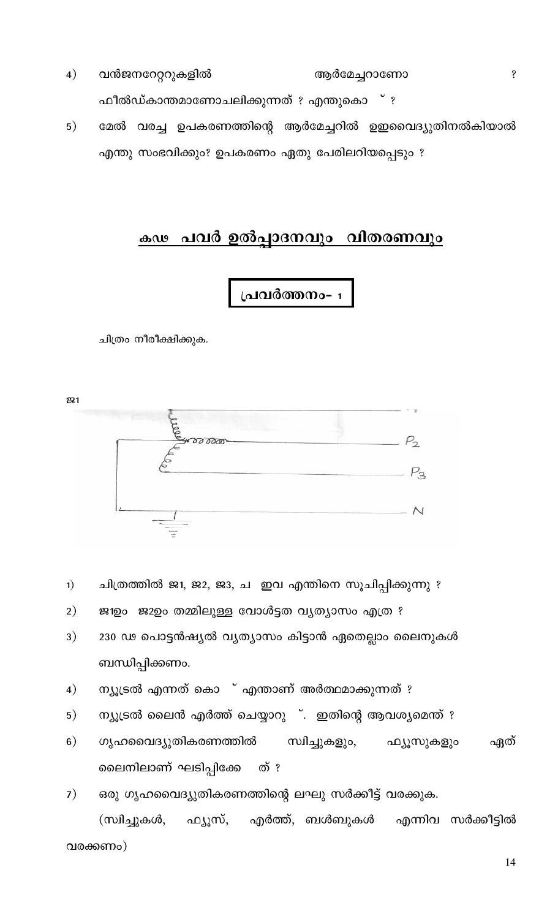4) വൻജനറേറ്ററുകളിൽ ആർമേച്ചറാണോ ? ഫീൽഡ്കാന്തമാണോചലിക്കുന്നത് ? എന്തുകൊ ് ?

5) മേൽ വരച്ച ഉപകരണത്തിന്റെ ആർമേച്ചറിൽ ഉഇവൈദ്യുതിനൽകിയാൽ എന്തു സംഭവിക്കും? ഉപകരണം ഏതു പേരിലറിയപ്പെടും ?

## കഢ പവർ ഉൽപ്പാദനവും വിതരണവും

### പ്രവർത്തനം- 1

ചിത്രം നീരീക്ഷിക്കുക.

ജ1

$P_2$

$P_3$

N

1) ചിത്രത്തിൽ ജ1, ജ2, ജ3, ച ഇവ എന്തിനെ സൂചിപ്പിക്കുന്നു ?

2) ജ1ഉം ജ2ഉം തമ്മിലുള്ള വോൾട്ടത വ്യത്യാസം എത്ര ?

3) 230 ഢ പൊട്ടൻഷ്യൽ വ്യത്യാസം കിട്ടാൻ ഏതെല്ലാം ലൈനുകൾ ബന്ധിപ്പിക്കണം.

4) ന്യൂട്രൽ എന്നത് കൊ ് എന്താണ് അർത്ഥമാക്കുന്നത് ?

5) ന്യൂട്രൽ ലൈൻ എർത്ത് ചെയ്യാറു ്. ഇതിന്റെ ആവശ്യമെന്ത് ?

6) ഗൃഹവൈദ്യുതികരണത്തിൽ സ്വിച്ചുകളും, ഫ്യൂസുകളും ഏത് ലൈനിലാണ് ഘടിപ്പിക്കേ ത് ?

7) ഒരു ഗൃഹവൈദ്യുതികരണത്തിന്റെ ലഘു സർക്കീട്ട് വരക്കുക. (സ്വിച്ചുകൾ, ഫ്യൂസ്, എർത്ത്, ബൾബുകൾ എന്നിവ സർക്കീട്ടിൽ വരക്കണം)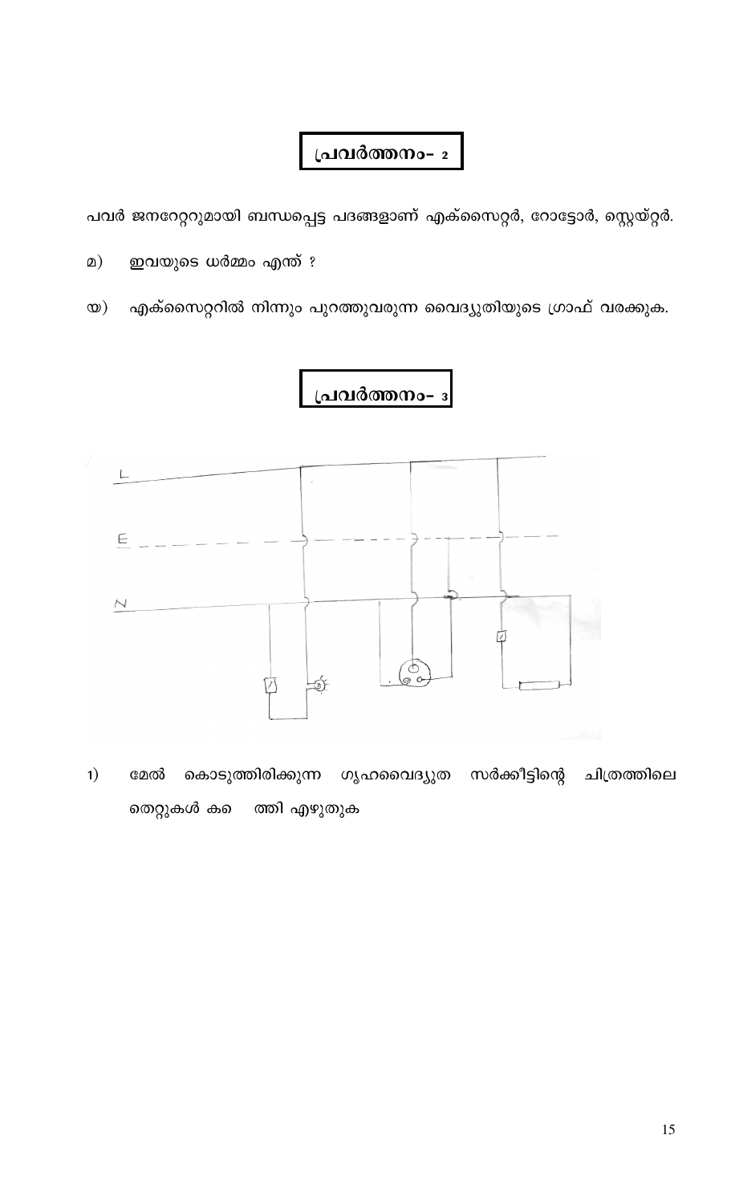## പ്രവർത്തനം- 2

പവർ ജനറേറ്ററുമായി ബന്ധപ്പെട്ട പദങ്ങളാണ് എക്സൈറ്റർ, റോട്ടോർ, സ്റ്റെയ്റ്റർ.

 മ) ഇവയുടെ ധർമ്മം എന്ത് ?

യ) എക്സൈറ്ററിൽ നിന്നും പുറത്തുവരുന്ന വൈദ്യുതിയുടെ ഗ്രാഫ് വരക്കുക.

## പ്രവർത്തനം- 3

1) മേൽ കൊടുത്തിരിക്കുന്ന ഗൃഹവൈദ്യുത സർക്കീട്ടിന്റെ ചിത്രത്തിലെ തെറ്റുകൾ ക   ത്തി എഴുതുക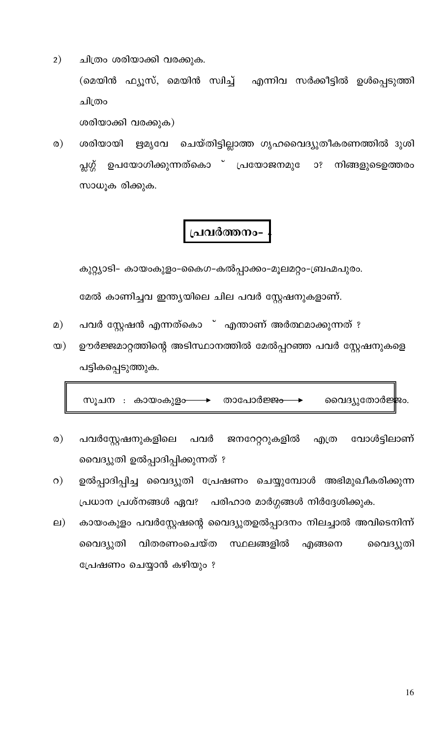2) ചിത്രം ശരിയാക്കി വരക്കുക.

(മെയിൻ ഫ്യൂസ്, മെയിൻ സ്വിച്ച് എന്നിവ സർക്കീട്ടിൽ ഉൾപ്പെടുത്തി ചിത്രം

ശരിയാക്കി വരക്കുക)

ര) ശരിയായി ഋമൃവേ ചെയ്തിട്ടില്ലാത്ത ഗൃഹവൈദ്യുതീകരണത്തിൽ 3ുശി പ്ലഗ്ഗ് ഉപയോഗിക്കുന്നത്കൊ ് പ്രയോജനമു േ ാ? നിങ്ങളുടെഉത്തരം സാധൂക രിക്കുക.

## പ്രവർത്തനം-

കുറ്റ്യാടി- കായംകുളം-കൈഗ-കൽപ്പാക്കം-മൂലമറ്റം-ബ്രഹ്മപുരം.

മേൽ കാണിച്ചവ ഇന്ത്യയിലെ ചില പവർ സ്റ്റേഷനുകളാണ്.

മ) പവർ സ്റ്റേഷൻ എന്നത്കൊ ് എന്താണ് അർത്ഥമാക്കുന്നത് ?

യ) ഊർജ്ജമാറ്റത്തിന്റെ അടിസ്ഥാനത്തിൽ മേൽപ്പറഞ്ഞ പവർ സ്റ്റേഷനുകളെ പട്ടികപ്പെടുത്തുക.

സൂചന : കായംകുളം ⟶ താപോർജ്ജം ⟶ വൈദ്യുതോർജ്ജം.

ര) പവർസ്റ്റേഷനുകളിലെ പവർ ജനറേറ്ററുകളിൽ എത്ര വോൾട്ടിലാണ് വൈദ്യുതി ഉൽപ്പാദിപ്പിക്കുന്നത് ?

റ) ഉൽപ്പാദിപ്പിച്ച വൈദ്യുതി പ്രേഷണം ചെയ്യുമ്പോൾ അഭിമുഖീകരിക്കുന്ന പ്രധാന പ്രശ്നങ്ങൾ ഏവ? പരിഹാര മാർഗ്ഗങ്ങൾ നിർദ്ദേശിക്കുക.

ല) കായംകുളം പവർസ്റ്റേഷന്റെ വൈദ്യുതഉൽപ്പാദനം നിലച്ചാൽ അവിടെനിന്ന് വൈദ്യുതി വിതരണംചെയ്ത സ്ഥലങ്ങളിൽ എങ്ങനെ വൈദ്യുതി പ്രേഷണം ചെയ്യാൻ കഴിയും ?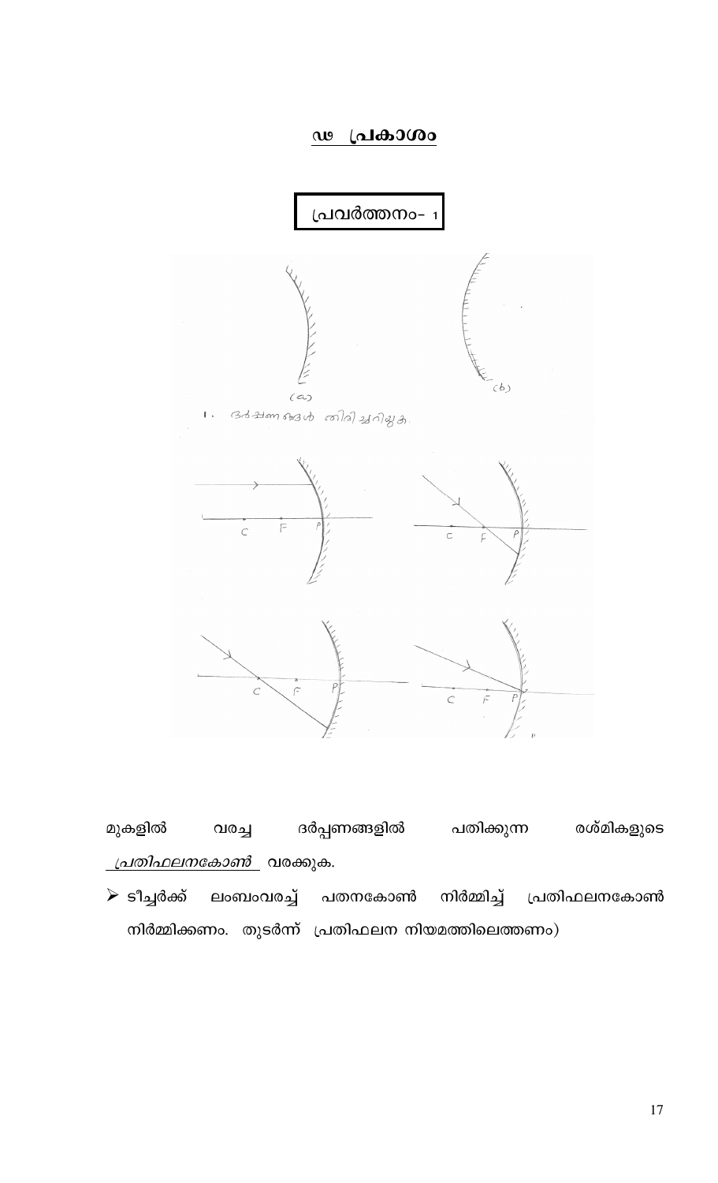## ൽ പ്രകാശം

**പ്രവർത്തനം- 1**

(a) (b)

1. ദർപ്പണങ്ങൾ തിരിച്ചറിയുക.

C F P

മുകളിൽ വരച്ച ദർപ്പണങ്ങളിൽ പതിക്കുന്ന രശ്മികളുടെ *പ്രതിഫലനകോൺ* വരക്കുക.

- ടീച്ചർക്ക് ലംബംവരച്ച് പതനകോൺ നിർമ്മിച്ച് പ്രതിഫലനകോൺ നിർമ്മിക്കണം. തുടർന്ന് പ്രതിഫലന നിയമത്തിലെത്തണം)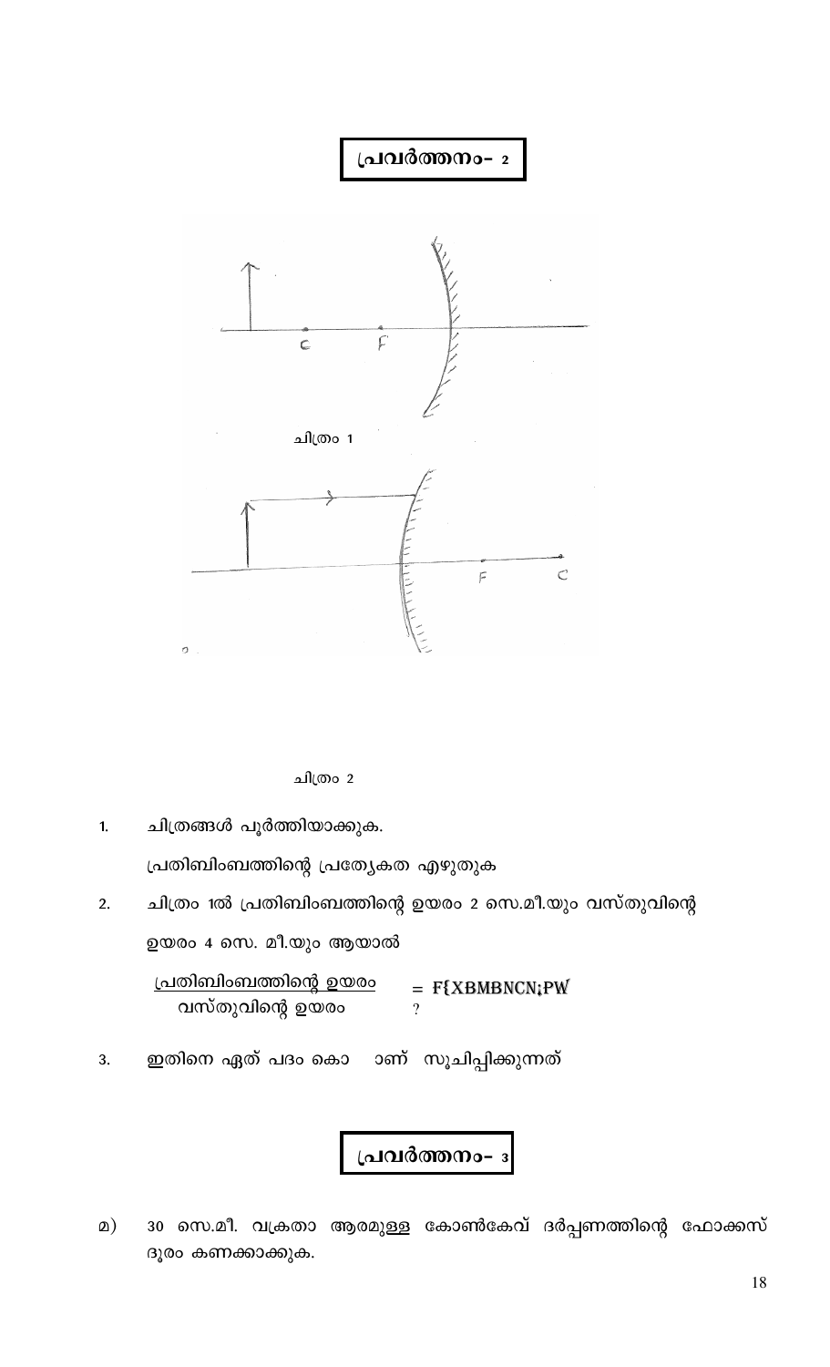# പ്രവർത്തനം- 2

ചിത്രം 1

ചിത്രം 2

1. ചിത്രങ്ങൾ പൂർത്തിയാക്കുക.

   പ്രതിബിംബത്തിന്റെ പ്രത്യേകത എഴുതുക

2. ചിത്രം 1ൽ പ്രതിബിംബത്തിന്റെ ഉയരം 2 സെ.മീ.യും വസ്തുവിന്റെ ഉയരം 4 സെ. മീ.യും ആയാൽ

$$\frac{\text{പ്രതിബിംബത്തിന്റെ ഉയരം}}{\text{വസ്തുവിന്റെ ഉയരം}} = \text{F\{XBMBNCN¡PW} \; ?$$

3. ഇതിനെ ഏത് പദം കൊ ാണ് സൂചിപ്പിക്കുന്നത്

# പ്രവർത്തനം- 3

മ) 30 സെ.മീ. വക്രതാ ആരമുള്ള കോൺകേവ് ദർപ്പണത്തിന്റെ ഫോക്കസ് ദൂരം കണക്കാക്കുക.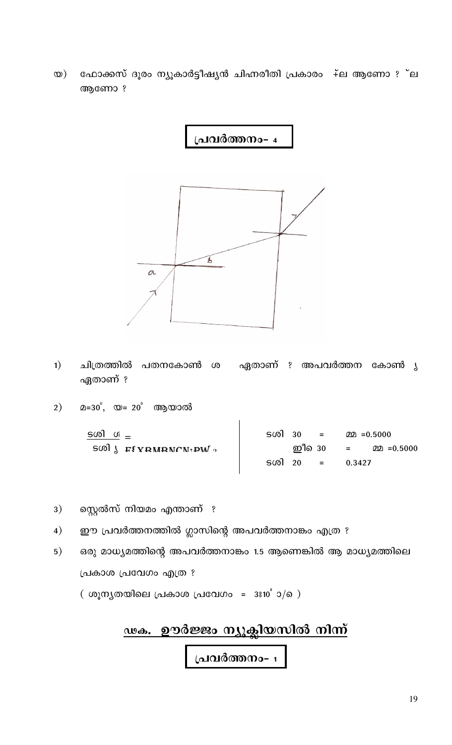യ) ഫോക്കസ് ദൂരം ന്യൂകാർട്ടീഷ്യൻ ചിഹ്നരീതി പ്രകാരം +ല ആണോ ? ˉല ആണോ ?

## പ്രവർത്തനം- 4

1) ചിത്രത്തിൽ പതനകോൺ ശ ഏതാണ് ? അപവർത്തന കോൺ ‰ ഏതാണ് ?

2) മ=30°, യ= 20° ആയാൽ

$$\frac{\text{sin } ശ}{\text{sin } ‰} = $$ F{XRMRNCN;PW ?

| | | |
|---|---|---|
| sin 30 | = | മ =0.5000 |
| ഇീ 30 | = | മ =0.5000 |
| sin 20 | = | 0.3427 |

3) സ്നെൽസ് നിയമം എന്താണ് ?

4) ഈ പ്രവർത്തനത്തിൽ ഗ്ലാസിന്റെ അപവർത്തനാങ്കം എത്ര ?

5) ഒരു മാധ്യമത്തിന്റെ അപവർത്തനാങ്കം 1.5 ആണെങ്കിൽ ആ മാധ്യമത്തിലെ പ്രകാശ പ്രവേഗം എത്ര ?

( ശൂന്യതയിലെ പ്രകാശ പ്രവേഗം = $3 \times 10^8$ m/s )

## ഢക. ഊർജ്ജം ന്യൂക്ലിയസിൽ നിന്ന്

## പ്രവർത്തനം- 1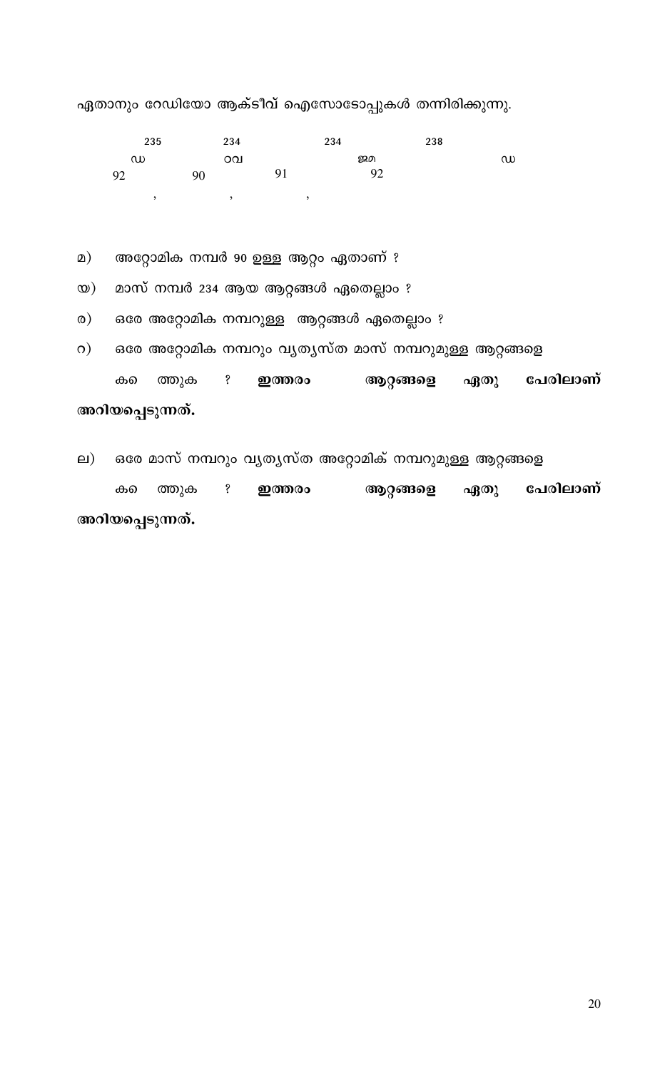ഏതാനും റേഡിയോ ആക്ടീവ് ഐസോടോപ്പുകൾ തന്നിരിക്കുന്നു.

$^{235}_{92}$ഡ , $^{234}_{90}$ഠവ , $^{234}_{91}$ജ�republic , $^{238}_{92}$ഡ

a) അറ്റോമിക നമ്പർ 90 ഉള്ള ആറ്റം ഏതാണ് ?

b) മാസ് നമ്പർ 234 ആയ ആറ്റങ്ങൾ ഏതെല്ലാം ?

c) ഒരേ അറ്റോമിക നമ്പറുള്ള ആറ്റങ്ങൾ ഏതെല്ലാം ?

d) ഒരേ അറ്റോമിക നമ്പറും വ്യത്യസ്ത മാസ് നമ്പറുമുള്ള ആറ്റങ്ങളെ കണ്ടെത്തുക ? **ഇത്തരം ആറ്റങ്ങളെ ഏതു പേരിലാണ് അറിയപ്പെടുന്നത്.**

e) ഒരേ മാസ് നമ്പറും വ്യത്യസ്ത അറ്റോമിക് നമ്പറുമുള്ള ആറ്റങ്ങളെ കണ്ടെത്തുക ? **ഇത്തരം ആറ്റങ്ങളെ ഏതു പേരിലാണ് അറിയപ്പെടുന്നത്.**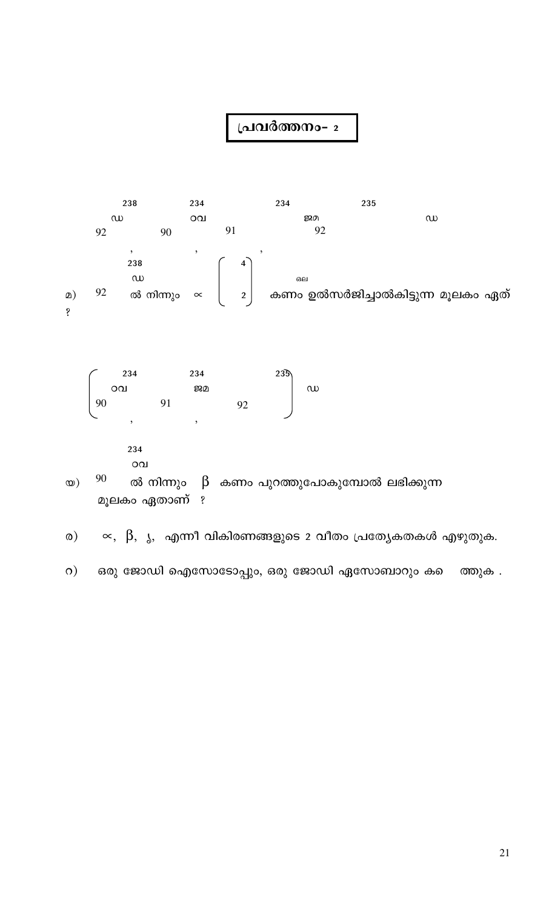## പ്രവർത്തനം- 2

$^{238}_{92}U$ , $^{234}_{90}Th$ , $^{234}_{91}Pa$ , $^{235}_{92}U$

മ) $^{238}_{92}U$ ൽ നിന്നും ∝ $\left(^{4}_{2}He\right)$ കണം ഉൽസർജിച്ചാൽകിട്ടുന്ന മൂലകം ഏത് ?

$\left( ^{234}_{90}Th \;,\; ^{234}_{91}Pa \;,\; ^{235}_{92}U \right)$

യ) $^{234}_{90}Th$ ൽ നിന്നും β കണം പുറത്തുപോകുമ്പോൾ ലഭിക്കുന്ന മൂലകം ഏതാണ് ?

ര) ∝, β, γ, എന്നീ വികിരണങ്ങളുടെ 2 വീതം പ്രത്യേകതകൾ എഴുതുക.

റ) ഒരു ജോഡി ഐസോടോപ്പും, ഒരു ജോഡി ഏസോബാറും കണ്ടെത്തുക .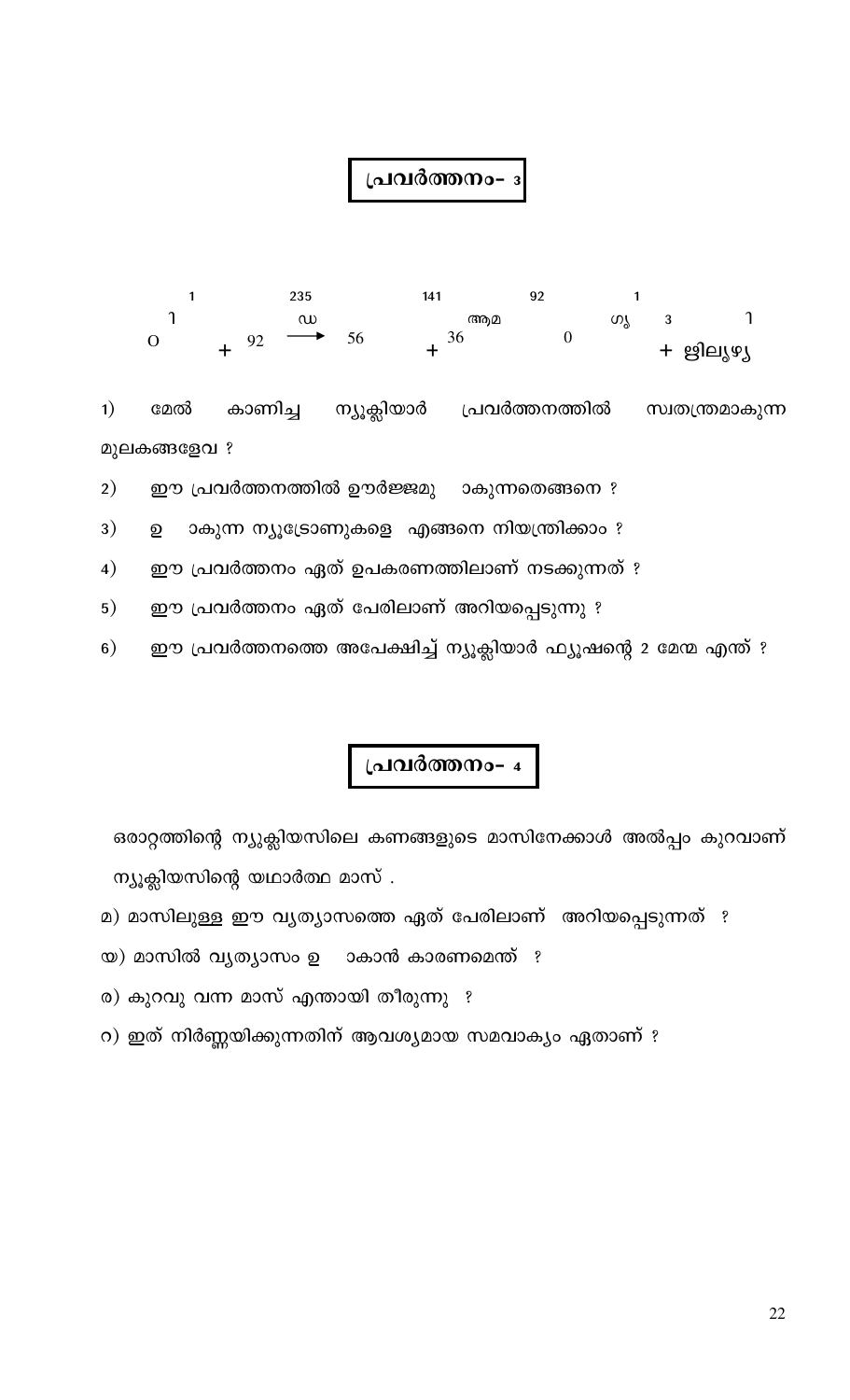## പ്രവർത്തനം- 3

$^{1}_{0}$ ി + $^{235}_{92}$ഡ ⟶ $^{141}_{56}$ + $^{92}_{36}$ആമ  $^{1}_{0}$ ഗ്യ 3 ി + ഋിലൃഴൃ

1) മേൽ കാണിച്ച ന്യൂക്ലിയാർ പ്രവർത്തനത്തിൽ സ്വതന്ത്രമാകുന്ന മൂലകങ്ങളേവ ?

2) ഈ പ്രവർത്തനത്തിൽ ഊർജ്ജമു ാകുന്നതെങ്ങനെ ?

3) ഉ ാകുന്ന ന്യൂട്രോണുകളെ എങ്ങനെ നിയന്ത്രിക്കാം ?

4) ഈ പ്രവർത്തനം ഏത് ഉപകരണത്തിലാണ് നടക്കുന്നത് ?

5) ഈ പ്രവർത്തനം ഏത് പേരിലാണ് അറിയപ്പെടുന്നു ?

6) ഈ പ്രവർത്തനത്തെ അപേക്ഷിച്ച് ന്യൂക്ലിയാർ ഫ്യൂഷന്റെ 2 മേന്മ എന്ത് ?

## പ്രവർത്തനം- 4

ഒരാറ്റത്തിന്റെ ന്യൂക്ലിയസിലെ കണങ്ങളുടെ മാസിനേക്കാൾ അൽപ്പം കുറവാണ് ന്യൂക്ലിയസിന്റെ യഥാർത്ഥ മാസ് .

മ) മാസിലുള്ള ഈ വ്യത്യാസത്തെ ഏത് പേരിലാണ് അറിയപ്പെടുന്നത് ?

യ) മാസിൽ വ്യത്യാസം ഉ ാകാൻ കാരണമെന്ത് ?

ര) കുറവു വന്ന മാസ് എന്തായി തീരുന്നു ?

റ) ഇത് നിർണ്ണയിക്കുന്നതിന് ആവശ്യമായ സമവാക്യം ഏതാണ് ?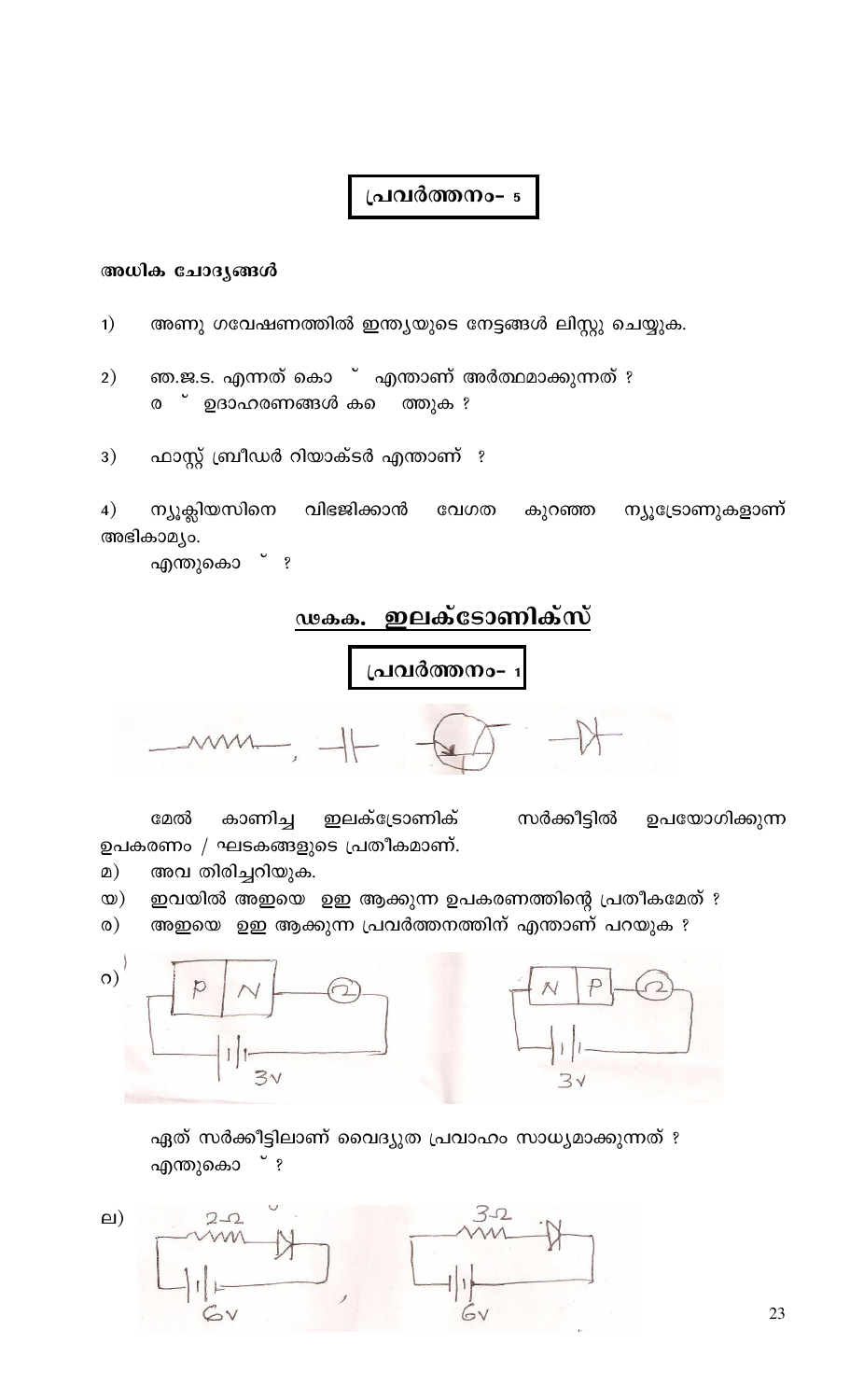## പ്രവർത്തനം- 5

**അധിക ചോദ്യങ്ങൾ**

1) അണു ഗവേഷണത്തിൽ ഇന്ത്യയുടെ നേട്ടങ്ങൾ ലിസ്റ്റു ചെയ്യുക.

2) ഞ.ജ.ട. എന്നത് കൊ ് എന്താണ് അർത്ഥമാക്കുന്നത് ?
   ര ് ഉദാഹരണങ്ങൾ ക െ ത്തുക ?

3) ഫാസ്റ്റ് ബ്രീഡർ റിയാക്ടർ എന്താണ് ?

4) ന്യൂക്ലിയസിനെ വിഭജിക്കാൻ വേഗത കുറഞ്ഞ ന്യൂട്രോണുകളാണ് അഭികാമ്യം.
   എന്തുകൊ ് ?

## ഢകക. ഇലക്ട്രോണിക്സ്

## പ്രവർത്തനം- 1

മേൽ കാണിച്ച ഇലക്ട്രോണിക് സർക്കീട്ടിൽ ഉപയോഗിക്കുന്ന ഉപകരണം / ഘടകങ്ങളുടെ പ്രതീകമാണ്.

മ) അവ തിരിച്ചറിയുക.

യ) ഇവയിൽ അഇയെ ഉഇ ആക്കുന്ന ഉപകരണത്തിന്റെ പ്രതീകമേത് ?

ര) അഇയെ ഉഇ ആക്കുന്ന പ്രവർത്തനത്തിന് എന്താണ് പറയുക ?

റ)

ഏത് സർക്കീട്ടിലാണ് വൈദ്യുത പ്രവാഹം സാധ്യമാക്കുന്നത് ?
എന്തുകൊ ് ?

ല)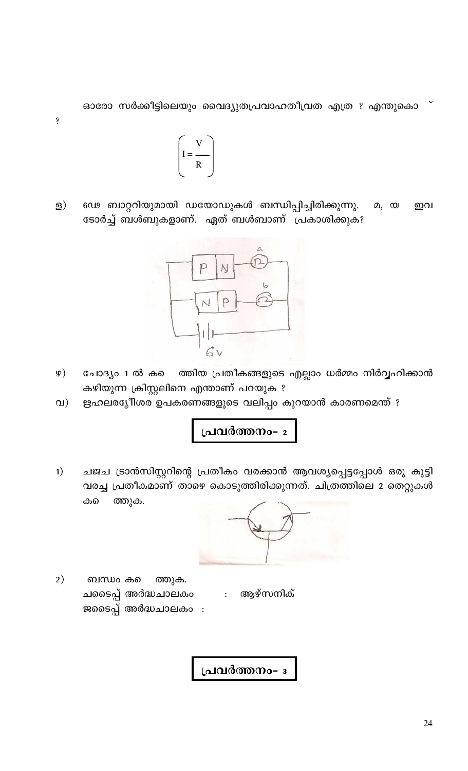ഓരോ സർക്കീട്ടിലെയും വൈദ്യുതപ്രവാഹതീവ്രത എത്ര ? എന്തുകൊ ̆ ?

$$\left( I = \frac{V}{R} \right)$$

ള) 6ഢ ബാറ്ററിയുമായി ഡയോഡുകൾ ബന്ധിപ്പിച്ചിരിക്കുന്നു. മ, യ ഇവ ടോർച്ച് ബൾബുകളാണ്. ഏത് ബൾബാണ് പ്രകാശിക്കുക?

ഴ) ചോദ്യം 1 ൽ ക ത്തിയ പ്രതീകങ്ങളുടെ എല്ലാം ധർമ്മം നിർവ്വഹിക്കാൻ കഴിയുന്ന ക്രിസ്റ്റലിനെ എന്താണ് പറയുക ?

വ) ഋഹലരൃേീശര ഉപകരണങ്ങളുടെ വലിപ്പം കുറയാൻ കാരണമെന്ത് ?

## പ്രവർത്തനം- 2

1) ചജച ട്രാൻസിസ്റ്ററിന്റെ പ്രതീകം വരക്കാൻ ആവശ്യപ്പെട്ടപ്പോൾ ഒരു കുട്ടി വരച്ച പ്രതീകമാണ് താഴെ കൊടുത്തിരിക്കുന്നത്. ചിത്രത്തിലെ 2 തെറ്റുകൾ ക ത്തുക.

2) ബന്ധം ക ത്തുക.

ചടൈപ്പ് അർദ്ധചാലകം : ആഴ്സനിക്

ജടൈപ്പ് അർദ്ധചാലകം :

## പ്രവർത്തനം- 3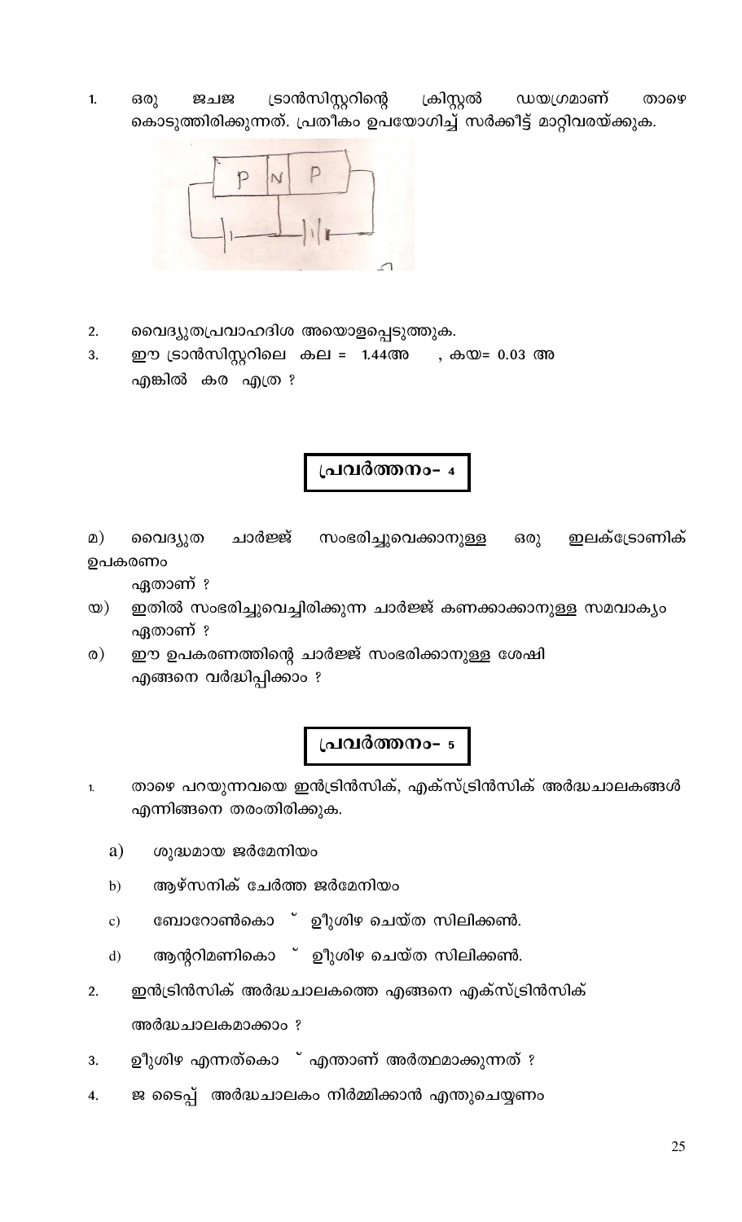1. ഒരു ജ്ചജ ട്രാൻസിസ്റ്ററിന്റെ ക്രിസ്റ്റൽ ഡയഗ്രമാണ് താഴെ കൊടുത്തിരിക്കുന്നത്. പ്രതീകം ഉപയോഗിച്ച് സർക്കീട്ട് മാറ്റിവരയ്ക്കുക.

2. വൈദ്യുതപ്രവാഹദിശ അടയാളപ്പെടുത്തുക.
3. ഈ ട്രാൻസിസ്റ്ററിലെ കല = 1.44അ , കയ= 0.03 അ എങ്കിൽ കര എത്ര ?

## പ്രവർത്തനം- 4

മ) വൈദ്യുത ചാർജ്ജ് സംഭരിച്ചുവെക്കാനുള്ള ഒരു ഇലക്ട്രോണിക് ഉപകരണം ഏതാണ് ?

യ) ഇതിൽ സംഭരിച്ചുവെച്ചിരിക്കുന്ന ചാർജ്ജ് കണക്കാക്കാനുള്ള സമവാക്യം ഏതാണ് ?

ര) ഈ ഉപകരണത്തിന്റെ ചാർജ്ജ് സംഭരിക്കാനുള്ള ശേഷി എങ്ങനെ വർദ്ധിപ്പിക്കാം ?

## പ്രവർത്തനം- 5

1. താഴെ പറയുന്നവയെ ഇൻട്രിൻസിക്, എക്സ്ട്രിൻസിക് അർദ്ധചാലകങ്ങൾ എന്നിങ്ങനെ തരംതിരിക്കുക.
   a) ശുദ്ധമായ ജർമേനിയം
   b) ആഴ്സനിക് ചേർത്ത ജർമേനിയം
   c) ബോറോൺകൊ ് ഊുശിഴ ചെയ്ത സിലിക്കൺ.
   d) ആന്റിമണികൊ ് ഊുശിഴ ചെയ്ത സിലിക്കൺ.
2. ഇൻട്രിൻസിക് അർദ്ധചാലകത്തെ എങ്ങനെ എക്സ്ട്രിൻസിക് അർദ്ധചാലകമാക്കാം ?
3. ഊുശിഴ എന്നത്കൊ ് എന്താണ് അർത്ഥമാക്കുന്നത് ?
4. ജ ടൈപ്പ് അർദ്ധചാലകം നിർമ്മിക്കാൻ എന്തുചെയ്യണം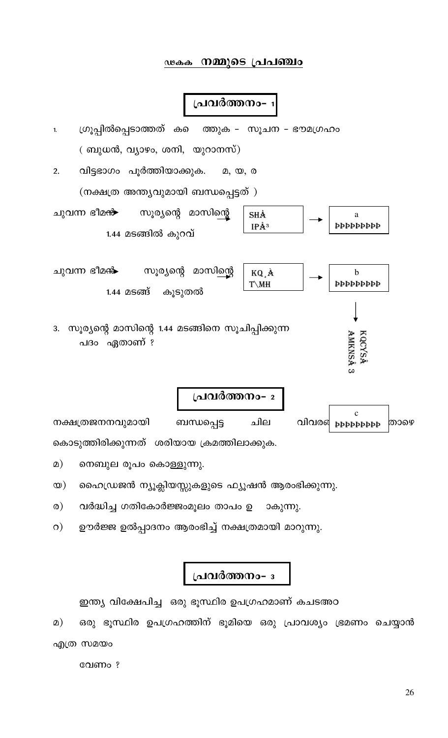## ഢകക നമ്മുടെ പ്രപഞ്ചം

### പ്രവർത്തനം- 1

1. ഗ്രൂപ്പിൽപ്പെടാത്തത് കെ ത്തുക - സൂചന - ഭൗമഗ്രഹം

   ( ബുധൻ, വ്യാഴം, ശനി, യുറാനസ്)

2. വിട്ടഭാഗം പൂർത്തിയാക്കുക. മ, യ, ര

   (നക്ഷത്ര അന്ത്യവുമായി ബന്ധപ്പെട്ടത് )

ചുവന്ന ഭീമൻ → സൂര്യന്റെ മാസിന്റെ 1.44 മടങ്ങിൽ കുറവ് → SHÅ IPÅ³ → a ÞÞÞÞÞÞÞÞÞ

ചുവന്ന ഭീമൻ → സൂര്യന്റെ മാസിന്റെ 1.44 മടങ് കൂടുതൽ → KQ¸Å T\MH → b ÞÞÞÞÞÞÞÞÞ → KQCYSÅ AMKNSÅ 3

3. സൂര്യന്റെ മാസിന്റെ 1.44 മടങ്ങിനെ സൂചിപ്പിക്കുന്ന പദം ഏതാണ് ?

### പ്രവർത്തനം- 2

നക്ഷത്രജനനവുമായി ബന്ധപ്പെട്ട ചില വിവരങ്ങൾ c ÞÞÞÞÞÞÞÞÞ താഴെ കൊടുത്തിരിക്കുന്നത് ശരിയായ ക്രമത്തിലാക്കുക.

മ) നെബുല രൂപം കൊള്ളുന്നു.

യ) ഹൈഡ്രജൻ ന്യൂക്ലിയസ്സുകളുടെ ഫ്യൂഷൻ ആരംഭിക്കുന്നു.

ര) വർദ്ധിച്ച ഗതികോർജ്ജംമൂലം താപം ഉ ാകുന്നു.

റ) ഊർജ്ജ ഉൽപ്പാദനം ആരംഭിച്ച് നക്ഷത്രമായി മാറുന്നു.

### പ്രവർത്തനം- 3

ഇന്ത്യ വിക്ഷേപിച്ച ഒരു ഭൂസ്ഥിര ഉപഗ്രഹമാണ് കചടഅഠ

മ) ഒരു ഭൂസ്ഥിര ഉപഗ്രഹത്തിന് ഭൂമിയെ ഒരു പ്രാവശ്യം ഭ്രമണം ചെയ്യാൻ എത്ര സമയം വേണം ?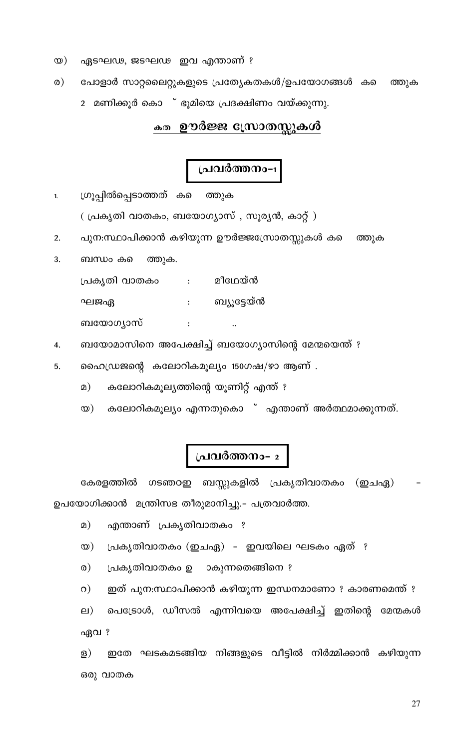യ) ഏടഘഢ, ജടഘഢ ഇവ എന്താണ് ?

ര) പോളാർ സാറ്റലൈറ്റുകളുടെ പ്രത്യേകതകൾ/ഉപയോഗങ്ങൾ കണ്ടെത്തുക

2 മണിക്കൂർ കൊണ്ട് ഭൂമിയെ പ്രദക്ഷിണം വയ്ക്കുന്നു.

## കത ഊർജ്ജ സ്രോതസ്സുകൾ

### പ്രവർത്തനം-1

1. ഗ്രൂപ്പിൽപ്പെടാത്തത് കണ്ടെത്തുക

   ( പ്രകൃതി വാതകം, ബയോഗ്യാസ് , സൂര്യൻ, കാറ്റ് )

2. പുന:സ്ഥാപിക്കാൻ കഴിയുന്ന ഊർജ്ജസ്രോതസ്സുകൾ കണ്ടെത്തുക

3. ബന്ധം കണ്ടെത്തുക.

   പ്രകൃതി വാതകം : മീഥെയ്ൻ

   ഘജഏ : ബ്യൂട്ടേയ്ൻ

   ബയോഗ്യാസ് : ..

4. ബയോമാസിനെ അപേക്ഷിച്ച് ബയോഗ്യാസിന്റെ മേന്മയെന്ത് ?

5. ഹൈഡ്രജന്റെ കലോറികമൂല്യം 150ഗഷ/ഴാ ആണ് .

   മ) കലോറികമൂല്യത്തിന്റെ യൂണിറ്റ് എന്ത് ?

   യ) കലോറികമൂല്യം എന്നതുകൊണ്ട് എന്താണ് അർത്ഥമാക്കുന്നത്.

### പ്രവർത്തനം- 2

കേരളത്തിൽ ഗടഞഠഇ ബസ്സുകളിൽ പ്രകൃതിവാതകം (ഇചഏ) - ഉപയോഗിക്കാൻ മന്ത്രിസഭ തീരുമാനിച്ചു.- പത്രവാർത്ത.

മ) എന്താണ് പ്രകൃതിവാതകം ?

യ) പ്രകൃതിവാതകം (ഇചഏ) - ഇവയിലെ ഘടകം ഏത് ?

ര) പ്രകൃതിവാതകം ഉണ്ടാകുന്നതെങ്ങിനെ ?

റ) ഇത് പുന:സ്ഥാപിക്കാൻ കഴിയുന്ന ഇന്ധനമാണോ ? കാരണമെന്ത് ?

ല) പെട്രോൾ, ഡീസൽ എന്നിവയെ അപേക്ഷിച്ച് ഇതിന്റെ മേന്മകൾ ഏവ ?

ള) ഇതേ ഘടകമടങ്ങിയ നിങ്ങളുടെ വീട്ടിൽ നിർമ്മിക്കാൻ കഴിയുന്ന ഒരു വാതക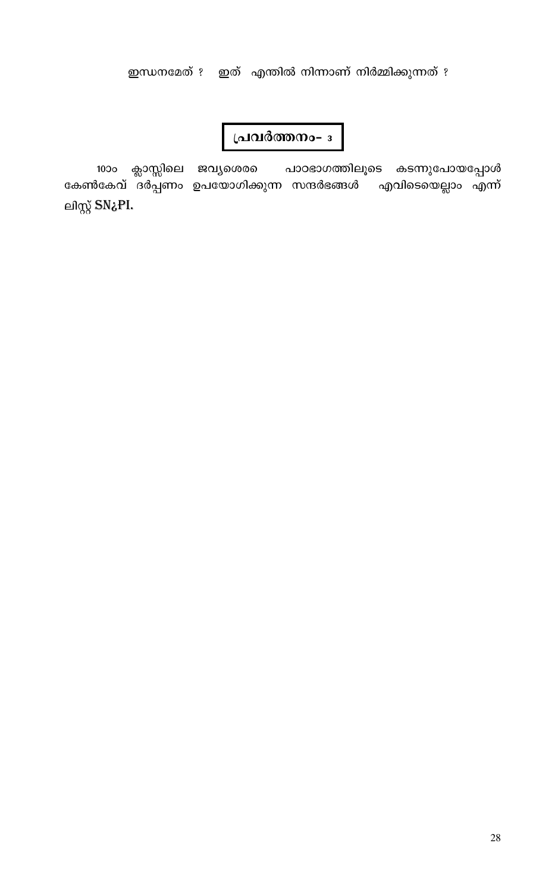ഇന്ധനമേത് ?   ഇത്  എന്തിൽ നിന്നാണ് നിർമ്മിക്കുന്നത് ?

## പ്രവർത്തനം- 3

10ാം ക്ലാസ്സിലെ ജവ്യശെരെ പാഠഭാഗത്തിലൂടെ കടന്നുപോയപ്പോൾ കോൺകേവ് ദർപ്പണം ഉപയോഗിക്കുന്ന സന്ദർഭങ്ങൾ എവിടെയെല്ലാം എന്ന് ലിസ്റ്റ് SN¿PI.